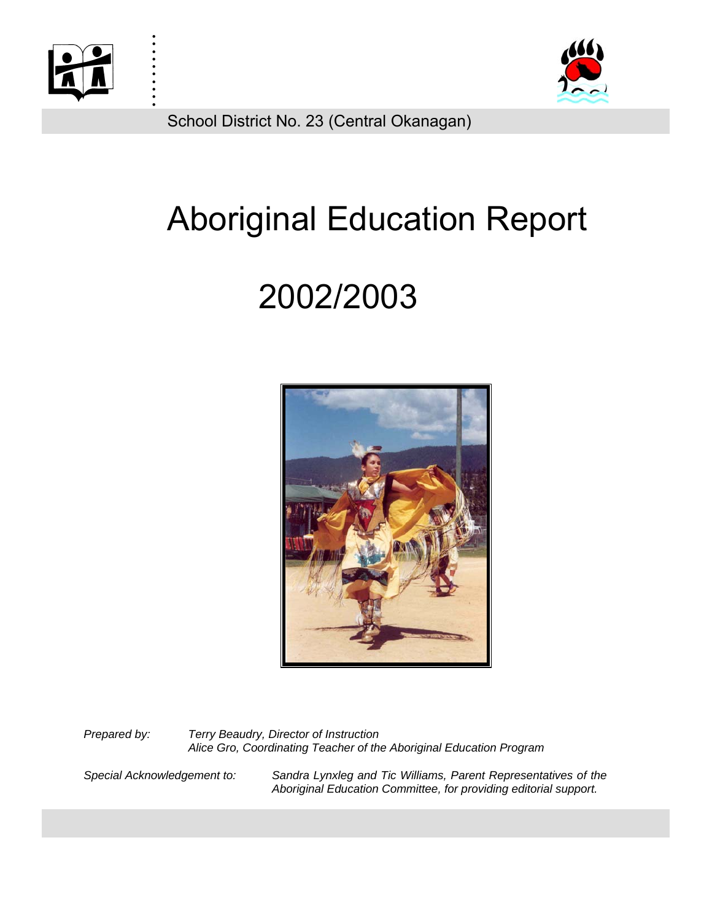School District No. 23 (Central Okanagan)

# Aboriginal Education Report

# 2002/2003

*Prepared by:* *Terry Beaudry, Director of Instruction*
*Alice Gro, Coordinating Teacher of the Aboriginal Education Program*

*Special Acknowledgement to:* *Sandra Lynxleg and Tic Williams, Parent Representatives of the Aboriginal Education Committee, for providing editorial support.*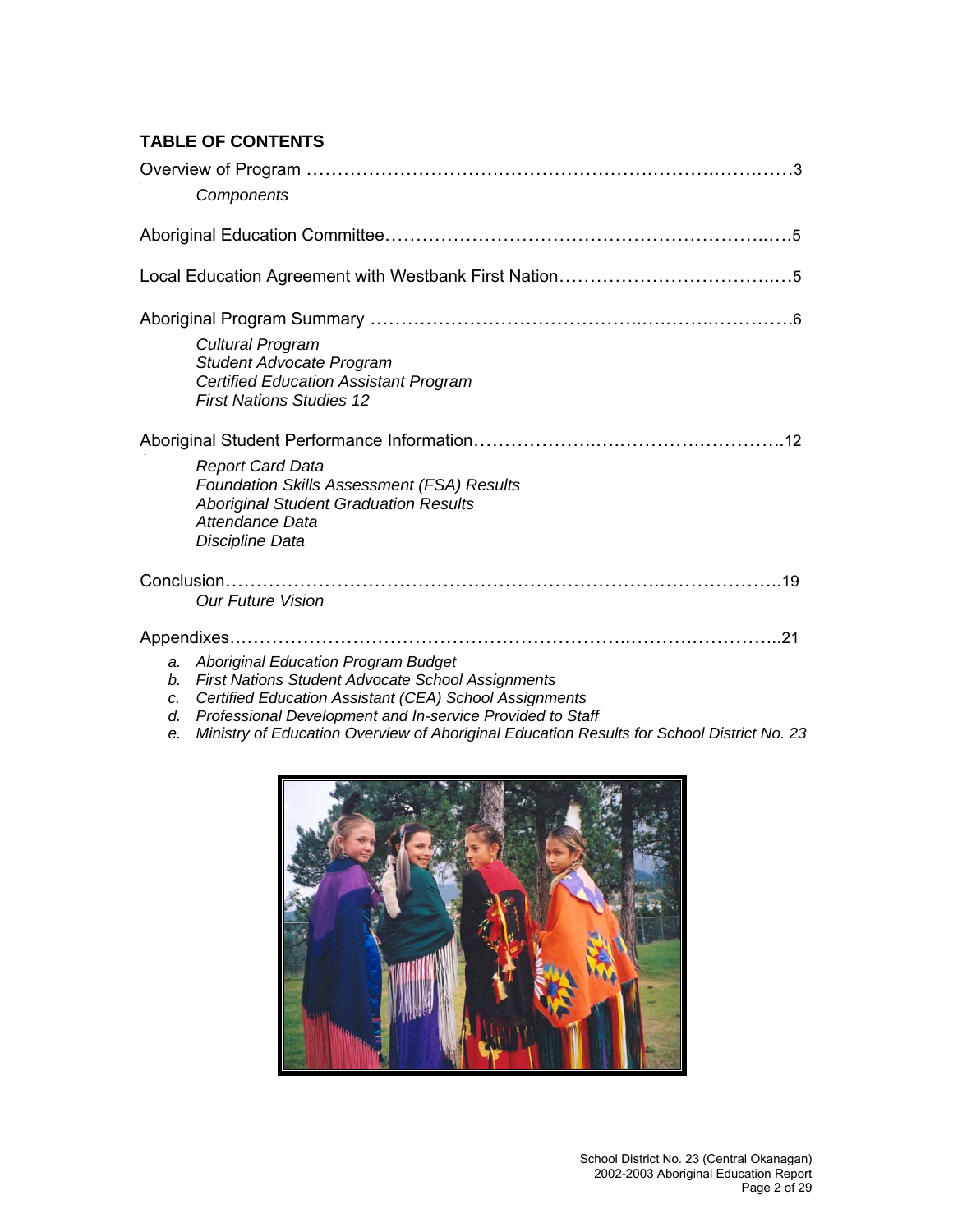## TABLE OF CONTENTS

Overview of Program ……………………………………………………………………………3

*Components*

Aboriginal Education Committee………………………………………………………………5

Local Education Agreement with Westbank First Nation…………………………………5

Aboriginal Program Summary …………………………………………………………………6

*Cultural Program*
*Student Advocate Program*
*Certified Education Assistant Program*
*First Nations Studies 12*

Aboriginal Student Performance Information………………………………………………12

*Report Card Data*
*Foundation Skills Assessment (FSA) Results*
*Aboriginal Student Graduation Results*
*Attendance Data*
*Discipline Data*

Conclusion………………………………………………………………………………………19

*Our Future Vision*

Appendixes……………………………………………………………………………………..21

a. *Aboriginal Education Program Budget*
b. *First Nations Student Advocate School Assignments*
c. *Certified Education Assistant (CEA) School Assignments*
d. *Professional Development and In-service Provided to Staff*
e. *Ministry of Education Overview of Aboriginal Education Results for School District No. 23*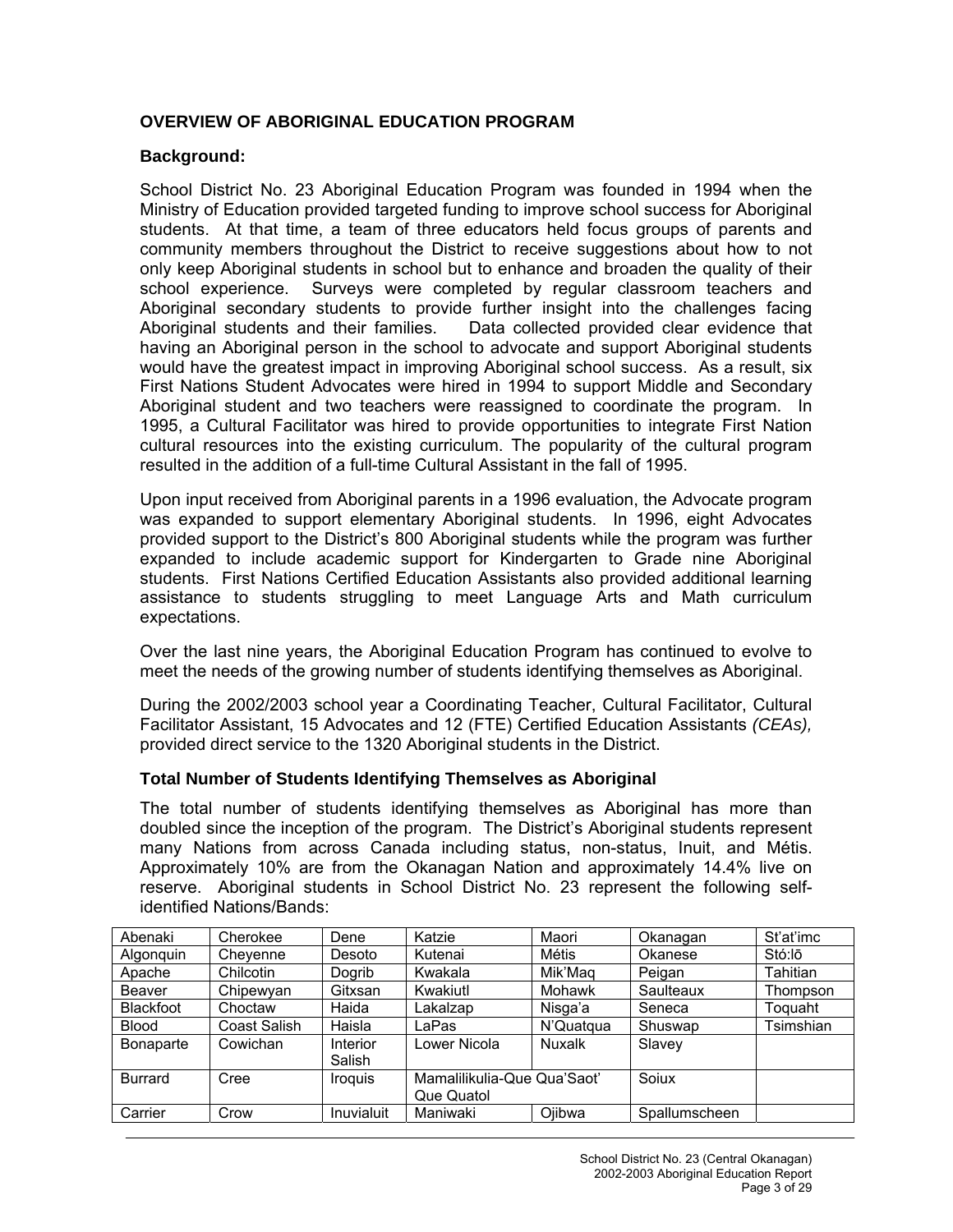## OVERVIEW OF ABORIGINAL EDUCATION PROGRAM

### Background:

School District No. 23 Aboriginal Education Program was founded in 1994 when the Ministry of Education provided targeted funding to improve school success for Aboriginal students. At that time, a team of three educators held focus groups of parents and community members throughout the District to receive suggestions about how to not only keep Aboriginal students in school but to enhance and broaden the quality of their school experience. Surveys were completed by regular classroom teachers and Aboriginal secondary students to provide further insight into the challenges facing Aboriginal students and their families. Data collected provided clear evidence that having an Aboriginal person in the school to advocate and support Aboriginal students would have the greatest impact in improving Aboriginal school success. As a result, six First Nations Student Advocates were hired in 1994 to support Middle and Secondary Aboriginal student and two teachers were reassigned to coordinate the program. In 1995, a Cultural Facilitator was hired to provide opportunities to integrate First Nation cultural resources into the existing curriculum. The popularity of the cultural program resulted in the addition of a full-time Cultural Assistant in the fall of 1995.

Upon input received from Aboriginal parents in a 1996 evaluation, the Advocate program was expanded to support elementary Aboriginal students. In 1996, eight Advocates provided support to the District's 800 Aboriginal students while the program was further expanded to include academic support for Kindergarten to Grade nine Aboriginal students. First Nations Certified Education Assistants also provided additional learning assistance to students struggling to meet Language Arts and Math curriculum expectations.

Over the last nine years, the Aboriginal Education Program has continued to evolve to meet the needs of the growing number of students identifying themselves as Aboriginal.

During the 2002/2003 school year a Coordinating Teacher, Cultural Facilitator, Cultural Facilitator Assistant, 15 Advocates and 12 (FTE) Certified Education Assistants *(CEAs),* provided direct service to the 1320 Aboriginal students in the District.

### Total Number of Students Identifying Themselves as Aboriginal

The total number of students identifying themselves as Aboriginal has more than doubled since the inception of the program. The District's Aboriginal students represent many Nations from across Canada including status, non-status, Inuit, and Métis. Approximately 10% are from the Okanagan Nation and approximately 14.4% live on reserve. Aboriginal students in School District No. 23 represent the following self-identified Nations/Bands:

| Abenaki | Cherokee | Dene | Katzie | Maori | Okanagan | St'at'imc |
|---|---|---|---|---|---|---|
| Algonquin | Cheyenne | Desoto | Kutenai | Métis | Okanese | Stó:lō |
| Apache | Chilcotin | Dogrib | Kwakala | Mik'Maq | Peigan | Tahitian |
| Beaver | Chipewyan | Gitxsan | Kwakiutl | Mohawk | Saulteaux | Thompson |
| Blackfoot | Choctaw | Haida | Lakalzap | Nisga'a | Seneca | Toquaht |
| Blood | Coast Salish | Haisla | LaPas | N'Quatqua | Shuswap | Tsimshian |
| Bonaparte | Cowichan | Interior Salish | Lower Nicola | Nuxalk | Slavey | |
| Burrard | Cree | Iroquis | Mamalilikulia-Que Qua'Saot' Que Quatol | | Soiux | |
| Carrier | Crow | Inuvialuit | Maniwaki | Ojibwa | Spallumscheen | |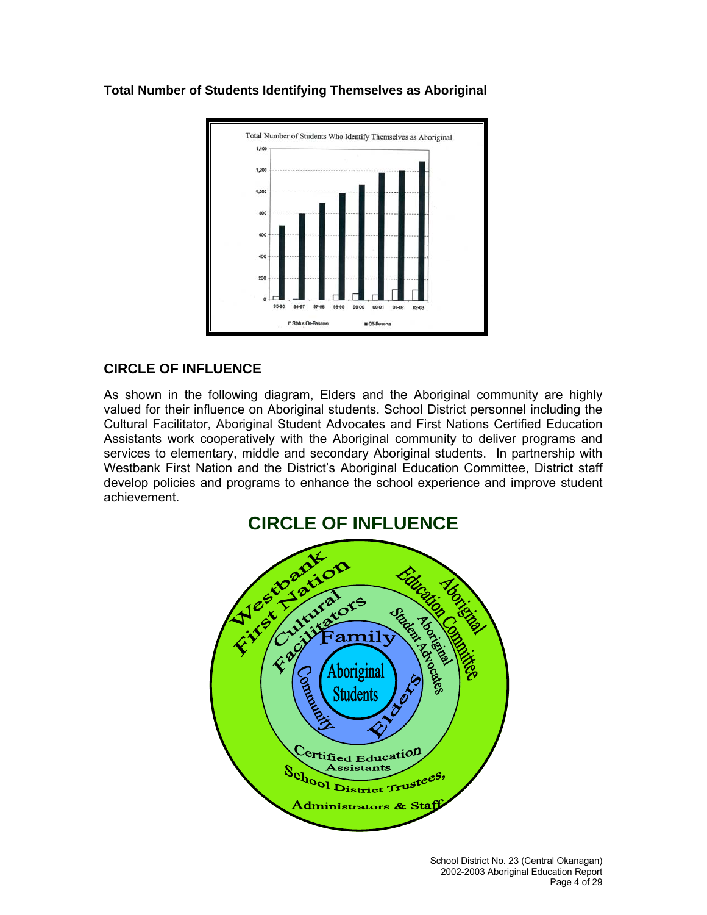**Total Number of Students Identifying Themselves as Aboriginal**

## CIRCLE OF INFLUENCE

As shown in the following diagram, Elders and the Aboriginal community are highly valued for their influence on Aboriginal students. School District personnel including the Cultural Facilitator, Aboriginal Student Advocates and First Nations Certified Education Assistants work cooperatively with the Aboriginal community to deliver programs and services to elementary, middle and secondary Aboriginal students. In partnership with Westbank First Nation and the District's Aboriginal Education Committee, District staff develop policies and programs to enhance the school experience and improve student achievement.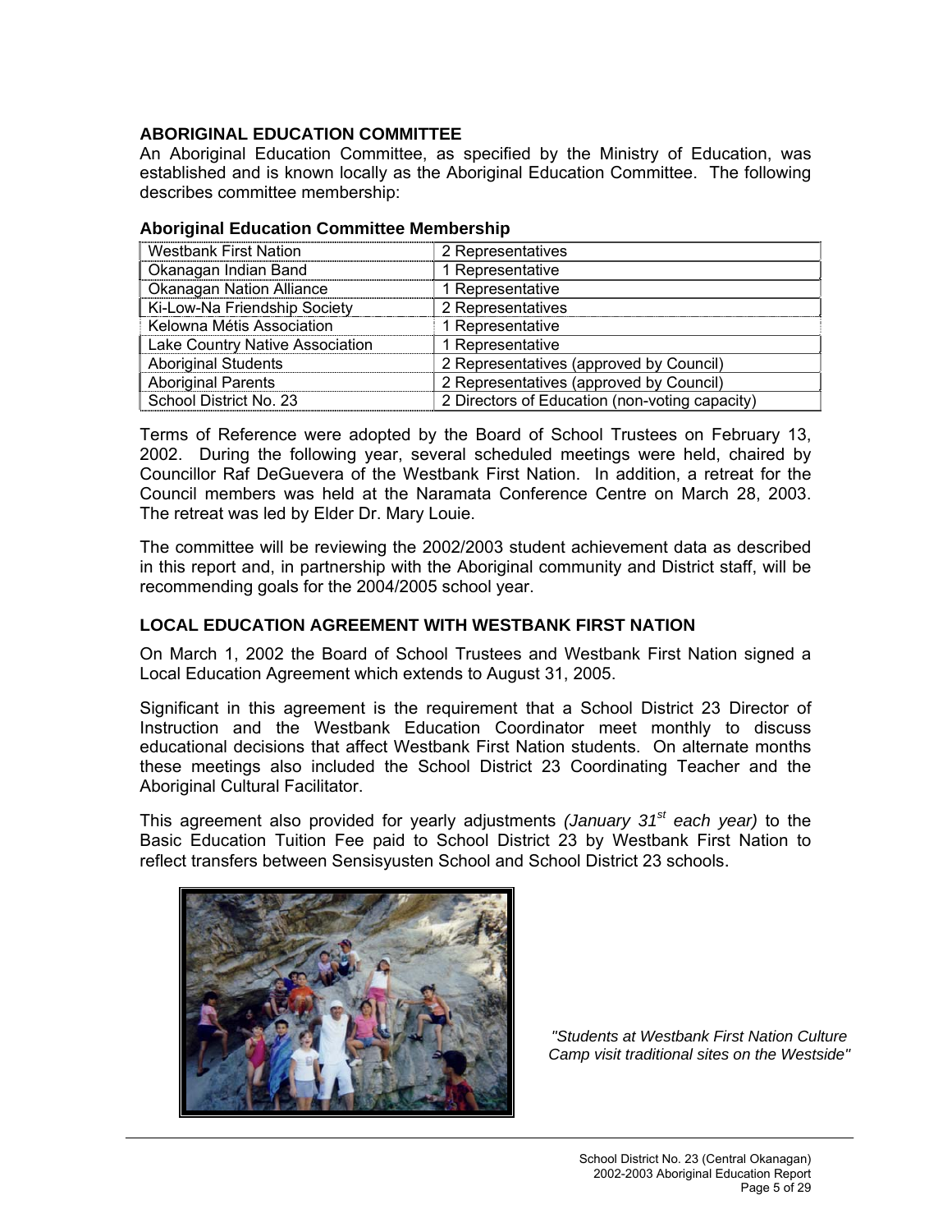## ABORIGINAL EDUCATION COMMITTEE

An Aboriginal Education Committee, as specified by the Ministry of Education, was established and is known locally as the Aboriginal Education Committee. The following describes committee membership:

### Aboriginal Education Committee Membership

| | |
|---|---|
| Westbank First Nation | 2 Representatives |
| Okanagan Indian Band | 1 Representative |
| Okanagan Nation Alliance | 1 Representative |
| Ki-Low-Na Friendship Society | 2 Representatives |
| Kelowna Métis Association | 1 Representative |
| Lake Country Native Association | 1 Representative |
| Aboriginal Students | 2 Representatives (approved by Council) |
| Aboriginal Parents | 2 Representatives (approved by Council) |
| School District No. 23 | 2 Directors of Education (non-voting capacity) |

Terms of Reference were adopted by the Board of School Trustees on February 13, 2002. During the following year, several scheduled meetings were held, chaired by Councillor Raf DeGuevera of the Westbank First Nation. In addition, a retreat for the Council members was held at the Naramata Conference Centre on March 28, 2003. The retreat was led by Elder Dr. Mary Louie.

The committee will be reviewing the 2002/2003 student achievement data as described in this report and, in partnership with the Aboriginal community and District staff, will be recommending goals for the 2004/2005 school year.

## LOCAL EDUCATION AGREEMENT WITH WESTBANK FIRST NATION

On March 1, 2002 the Board of School Trustees and Westbank First Nation signed a Local Education Agreement which extends to August 31, 2005.

Significant in this agreement is the requirement that a School District 23 Director of Instruction and the Westbank Education Coordinator meet monthly to discuss educational decisions that affect Westbank First Nation students. On alternate months these meetings also included the School District 23 Coordinating Teacher and the Aboriginal Cultural Facilitator.

This agreement also provided for yearly adjustments *(January 31st each year)* to the Basic Education Tuition Fee paid to School District 23 by Westbank First Nation to reflect transfers between Sensisyusten School and School District 23 schools.

*"Students at Westbank First Nation Culture Camp visit traditional sites on the Westside"*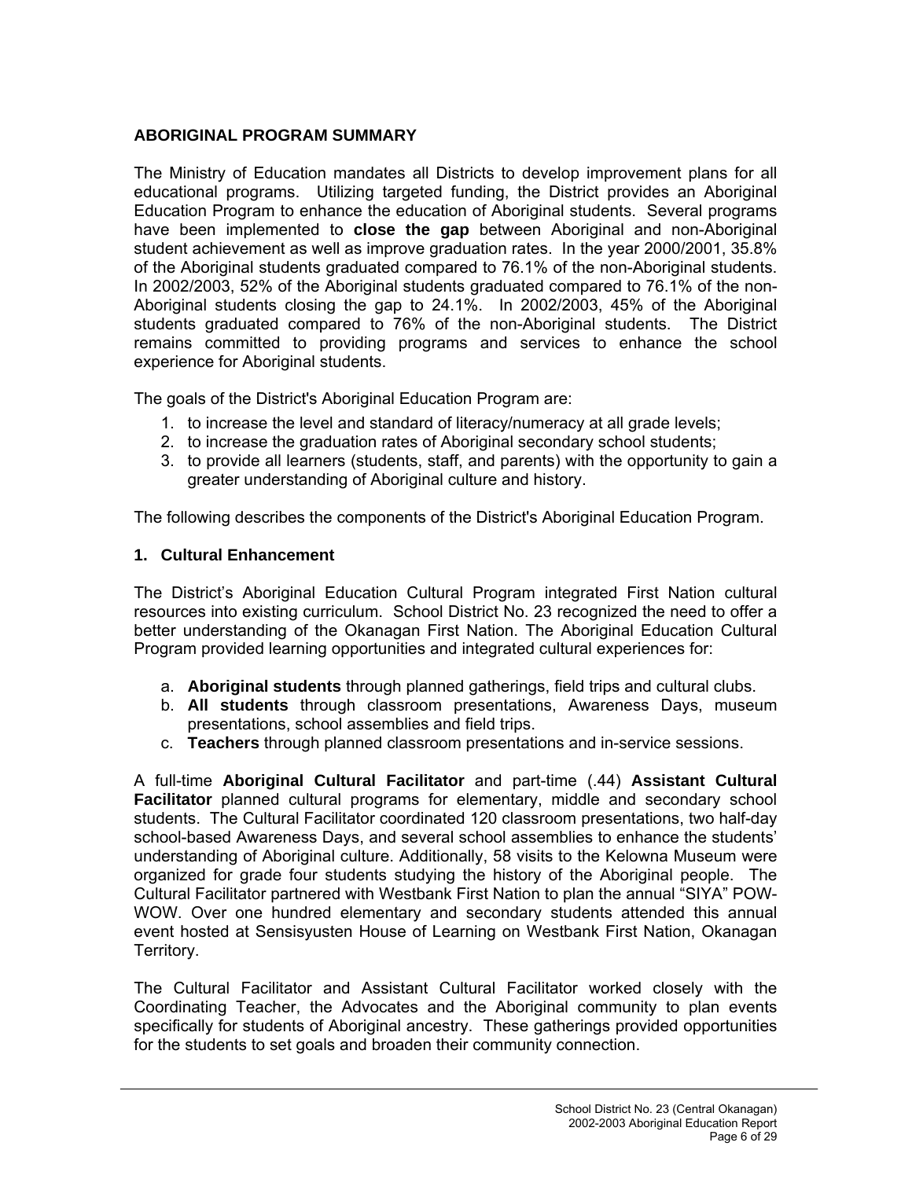## ABORIGINAL PROGRAM SUMMARY

The Ministry of Education mandates all Districts to develop improvement plans for all educational programs. Utilizing targeted funding, the District provides an Aboriginal Education Program to enhance the education of Aboriginal students. Several programs have been implemented to **close the gap** between Aboriginal and non-Aboriginal student achievement as well as improve graduation rates. In the year 2000/2001, 35.8% of the Aboriginal students graduated compared to 76.1% of the non-Aboriginal students. In 2002/2003, 52% of the Aboriginal students graduated compared to 76.1% of the non-Aboriginal students closing the gap to 24.1%. In 2002/2003, 45% of the Aboriginal students graduated compared to 76% of the non-Aboriginal students. The District remains committed to providing programs and services to enhance the school experience for Aboriginal students.

The goals of the District's Aboriginal Education Program are:

1. to increase the level and standard of literacy/numeracy at all grade levels;
2. to increase the graduation rates of Aboriginal secondary school students;
3. to provide all learners (students, staff, and parents) with the opportunity to gain a greater understanding of Aboriginal culture and history.

The following describes the components of the District's Aboriginal Education Program.

### 1. Cultural Enhancement

The District's Aboriginal Education Cultural Program integrated First Nation cultural resources into existing curriculum. School District No. 23 recognized the need to offer a better understanding of the Okanagan First Nation. The Aboriginal Education Cultural Program provided learning opportunities and integrated cultural experiences for:

a. **Aboriginal students** through planned gatherings, field trips and cultural clubs.
b. **All students** through classroom presentations, Awareness Days, museum presentations, school assemblies and field trips.
c. **Teachers** through planned classroom presentations and in-service sessions.

A full-time **Aboriginal Cultural Facilitator** and part-time (.44) **Assistant Cultural Facilitator** planned cultural programs for elementary, middle and secondary school students. The Cultural Facilitator coordinated 120 classroom presentations, two half-day school-based Awareness Days, and several school assemblies to enhance the students' understanding of Aboriginal culture. Additionally, 58 visits to the Kelowna Museum were organized for grade four students studying the history of the Aboriginal people. The Cultural Facilitator partnered with Westbank First Nation to plan the annual "SIYA" POW-WOW. Over one hundred elementary and secondary students attended this annual event hosted at Sensisyusten House of Learning on Westbank First Nation, Okanagan Territory.

The Cultural Facilitator and Assistant Cultural Facilitator worked closely with the Coordinating Teacher, the Advocates and the Aboriginal community to plan events specifically for students of Aboriginal ancestry. These gatherings provided opportunities for the students to set goals and broaden their community connection.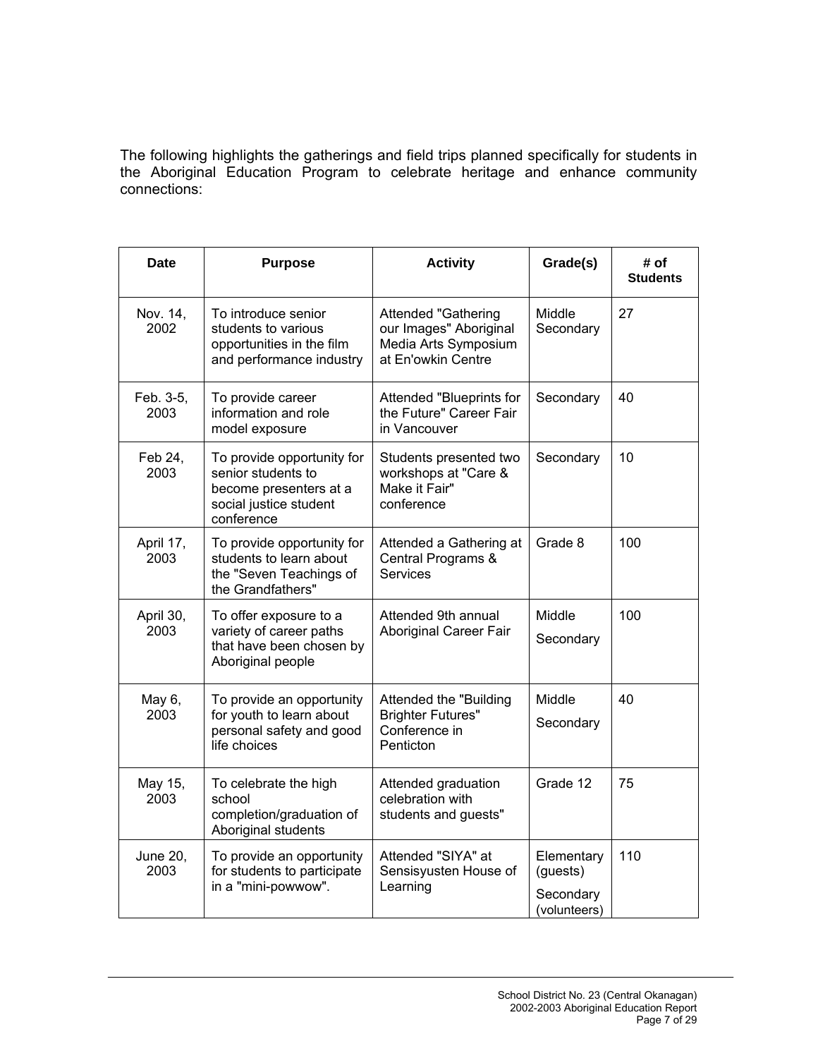The following highlights the gatherings and field trips planned specifically for students in the Aboriginal Education Program to celebrate heritage and enhance community connections:

| Date | Purpose | Activity | Grade(s) | # of Students |
|---|---|---|---|---|
| Nov. 14, 2002 | To introduce senior students to various opportunities in the film and performance industry | Attended "Gathering our Images" Aboriginal Media Arts Symposium at En'owkin Centre | Middle Secondary | 27 |
| Feb. 3-5, 2003 | To provide career information and role model exposure | Attended "Blueprints for the Future" Career Fair in Vancouver | Secondary | 40 |
| Feb 24, 2003 | To provide opportunity for senior students to become presenters at a social justice student conference | Students presented two workshops at "Care & Make it Fair" conference | Secondary | 10 |
| April 17, 2003 | To provide opportunity for students to learn about the "Seven Teachings of the Grandfathers" | Attended a Gathering at Central Programs & Services | Grade 8 | 100 |
| April 30, 2003 | To offer exposure to a variety of career paths that have been chosen by Aboriginal people | Attended 9th annual Aboriginal Career Fair | Middle Secondary | 100 |
| May 6, 2003 | To provide an opportunity for youth to learn about personal safety and good life choices | Attended the "Building Brighter Futures" Conference in Penticton | Middle Secondary | 40 |
| May 15, 2003 | To celebrate the high school completion/graduation of Aboriginal students | Attended graduation celebration with students and guests" | Grade 12 | 75 |
| June 20, 2003 | To provide an opportunity for students to participate in a "mini-powwow". | Attended "SIYA" at Sensisyusten House of Learning | Elementary (guests) Secondary (volunteers) | 110 |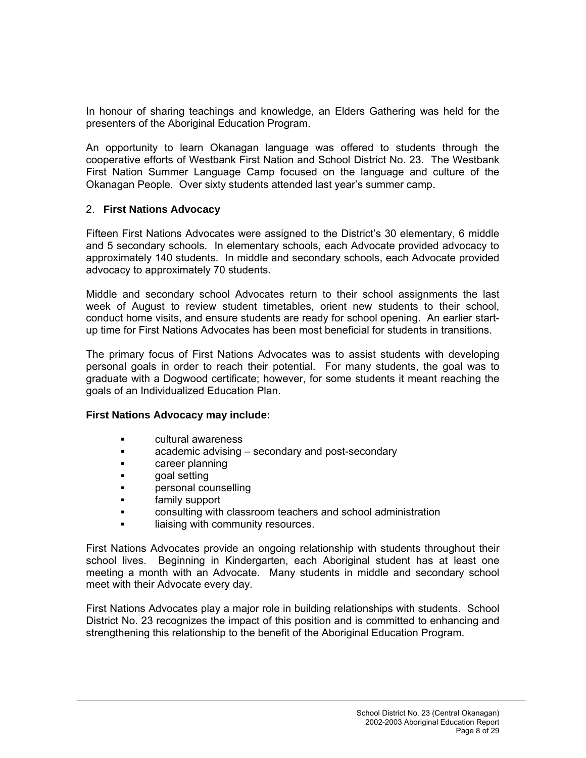In honour of sharing teachings and knowledge, an Elders Gathering was held for the presenters of the Aboriginal Education Program.

An opportunity to learn Okanagan language was offered to students through the cooperative efforts of Westbank First Nation and School District No. 23. The Westbank First Nation Summer Language Camp focused on the language and culture of the Okanagan People. Over sixty students attended last year's summer camp.

## 2. First Nations Advocacy

Fifteen First Nations Advocates were assigned to the District's 30 elementary, 6 middle and 5 secondary schools. In elementary schools, each Advocate provided advocacy to approximately 140 students. In middle and secondary schools, each Advocate provided advocacy to approximately 70 students.

Middle and secondary school Advocates return to their school assignments the last week of August to review student timetables, orient new students to their school, conduct home visits, and ensure students are ready for school opening. An earlier start-up time for First Nations Advocates has been most beneficial for students in transitions.

The primary focus of First Nations Advocates was to assist students with developing personal goals in order to reach their potential. For many students, the goal was to graduate with a Dogwood certificate; however, for some students it meant reaching the goals of an Individualized Education Plan.

**First Nations Advocacy may include:**

- cultural awareness
- academic advising – secondary and post-secondary
- career planning
- goal setting
- personal counselling
- family support
- consulting with classroom teachers and school administration
- liaising with community resources.

First Nations Advocates provide an ongoing relationship with students throughout their school lives. Beginning in Kindergarten, each Aboriginal student has at least one meeting a month with an Advocate. Many students in middle and secondary school meet with their Advocate every day.

First Nations Advocates play a major role in building relationships with students. School District No. 23 recognizes the impact of this position and is committed to enhancing and strengthening this relationship to the benefit of the Aboriginal Education Program.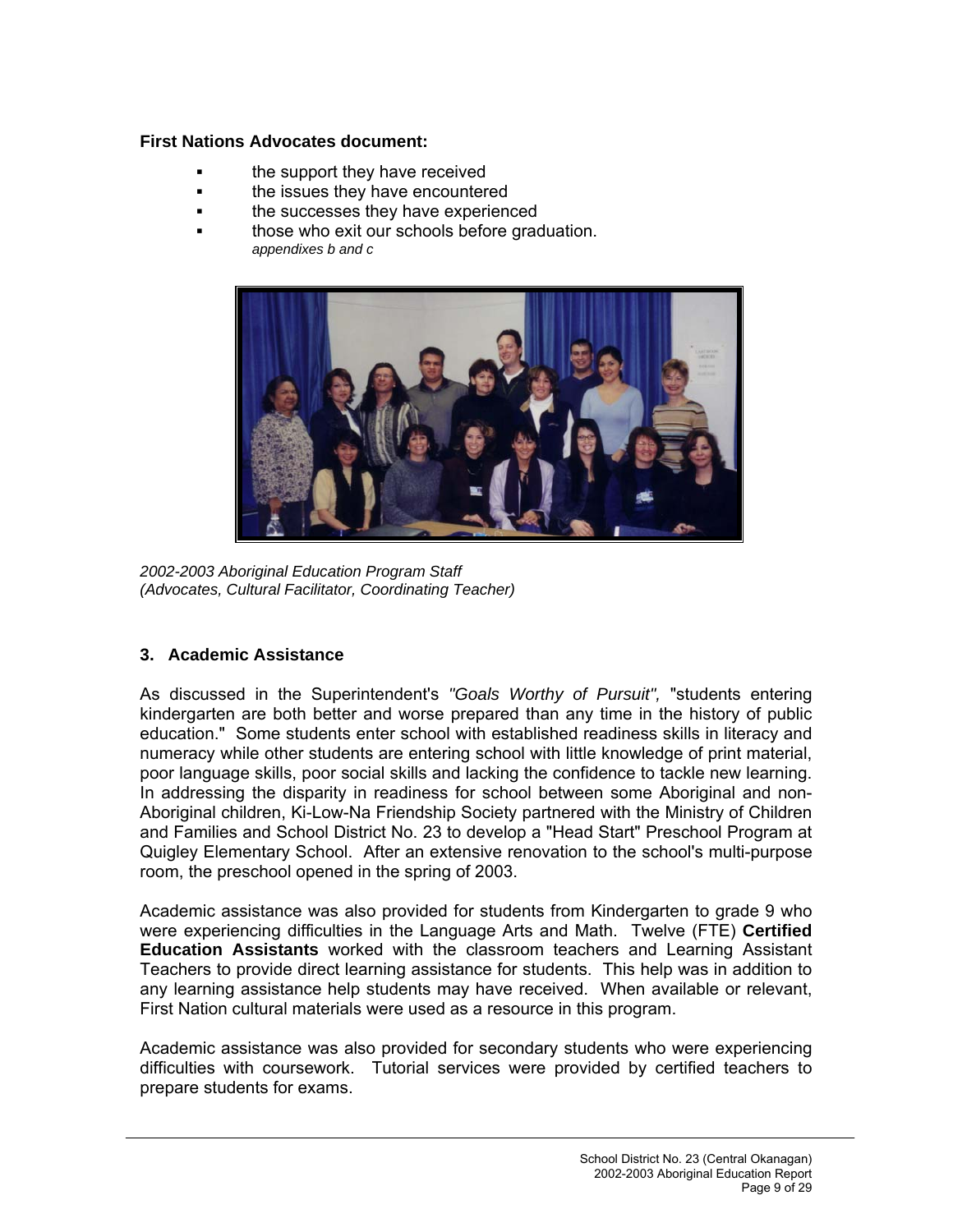**First Nations Advocates document:**

- the support they have received
- the issues they have encountered
- the successes they have experienced
- those who exit our schools before graduation.
  *appendixes b and c*

*2002-2003 Aboriginal Education Program Staff*
*(Advocates, Cultural Facilitator, Coordinating Teacher)*

### 3. Academic Assistance

As discussed in the Superintendent's *"Goals Worthy of Pursuit",* "students entering kindergarten are both better and worse prepared than any time in the history of public education." Some students enter school with established readiness skills in literacy and numeracy while other students are entering school with little knowledge of print material, poor language skills, poor social skills and lacking the confidence to tackle new learning. In addressing the disparity in readiness for school between some Aboriginal and non-Aboriginal children, Ki-Low-Na Friendship Society partnered with the Ministry of Children and Families and School District No. 23 to develop a "Head Start" Preschool Program at Quigley Elementary School. After an extensive renovation to the school's multi-purpose room, the preschool opened in the spring of 2003.

Academic assistance was also provided for students from Kindergarten to grade 9 who were experiencing difficulties in the Language Arts and Math. Twelve (FTE) **Certified Education Assistants** worked with the classroom teachers and Learning Assistant Teachers to provide direct learning assistance for students. This help was in addition to any learning assistance help students may have received. When available or relevant, First Nation cultural materials were used as a resource in this program.

Academic assistance was also provided for secondary students who were experiencing difficulties with coursework. Tutorial services were provided by certified teachers to prepare students for exams.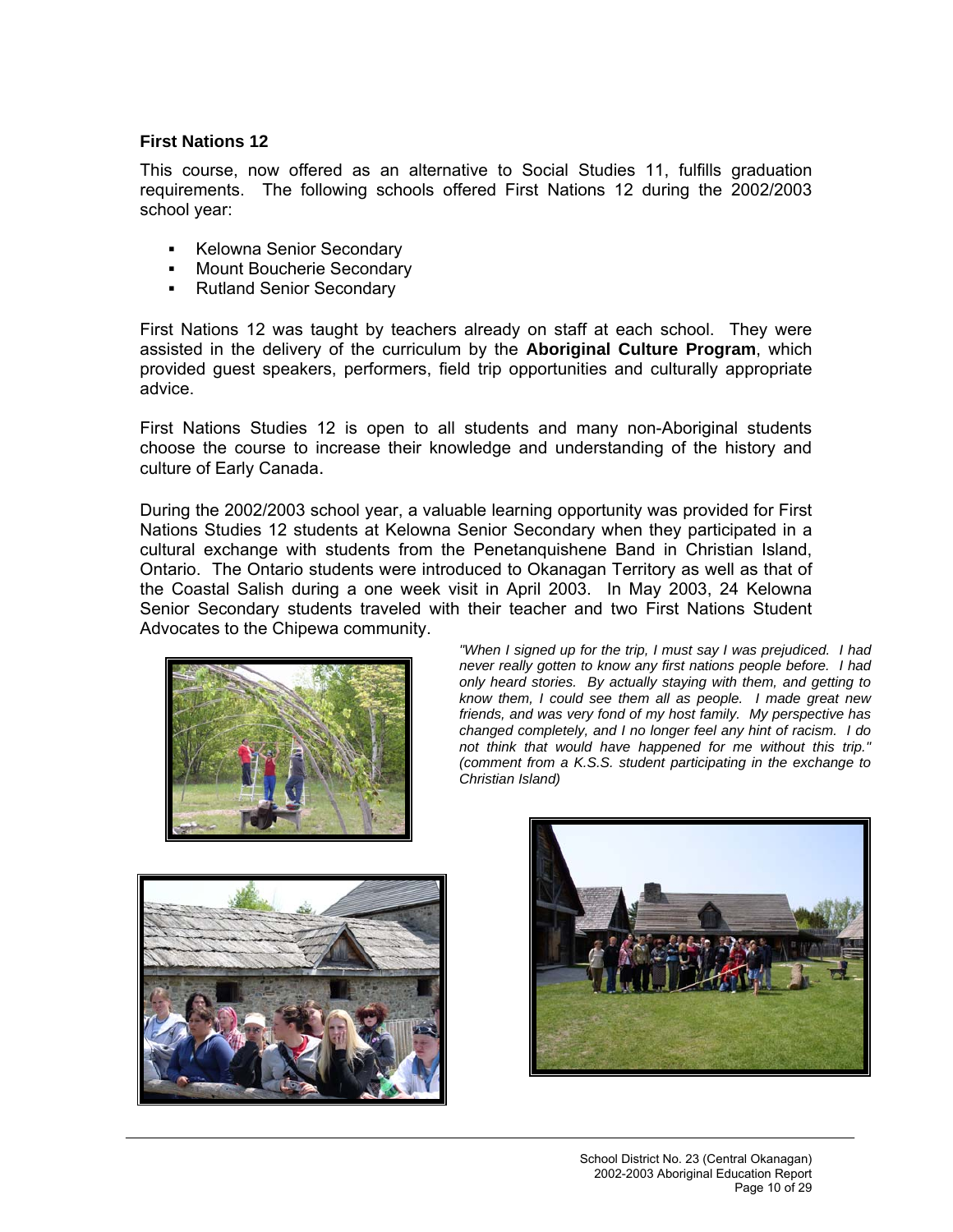### First Nations 12

This course, now offered as an alternative to Social Studies 11, fulfills graduation requirements. The following schools offered First Nations 12 during the 2002/2003 school year:

- Kelowna Senior Secondary
- Mount Boucherie Secondary
- Rutland Senior Secondary

First Nations 12 was taught by teachers already on staff at each school. They were assisted in the delivery of the curriculum by the **Aboriginal Culture Program**, which provided guest speakers, performers, field trip opportunities and culturally appropriate advice.

First Nations Studies 12 is open to all students and many non-Aboriginal students choose the course to increase their knowledge and understanding of the history and culture of Early Canada.

During the 2002/2003 school year, a valuable learning opportunity was provided for First Nations Studies 12 students at Kelowna Senior Secondary when they participated in a cultural exchange with students from the Penetanquishene Band in Christian Island, Ontario. The Ontario students were introduced to Okanagan Territory as well as that of the Coastal Salish during a one week visit in April 2003. In May 2003, 24 Kelowna Senior Secondary students traveled with their teacher and two First Nations Student Advocates to the Chipewa community.

*"When I signed up for the trip, I must say I was prejudiced. I had never really gotten to know any first nations people before. I had only heard stories. By actually staying with them, and getting to know them, I could see them all as people. I made great new friends, and was very fond of my host family. My perspective has changed completely, and I no longer feel any hint of racism. I do not think that would have happened for me without this trip." (comment from a K.S.S. student participating in the exchange to Christian Island)*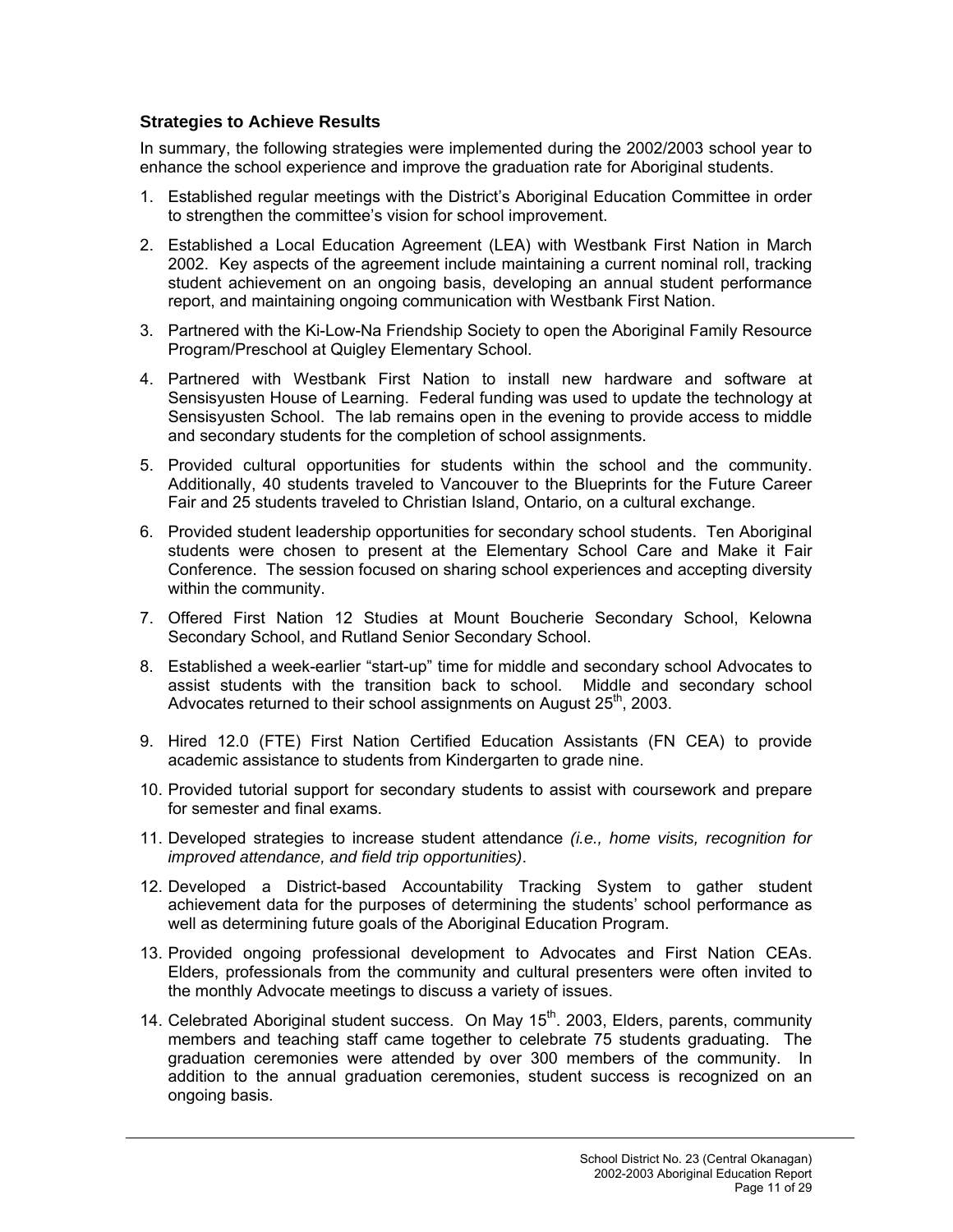### Strategies to Achieve Results

In summary, the following strategies were implemented during the 2002/2003 school year to enhance the school experience and improve the graduation rate for Aboriginal students.

1. Established regular meetings with the District's Aboriginal Education Committee in order to strengthen the committee's vision for school improvement.
2. Established a Local Education Agreement (LEA) with Westbank First Nation in March 2002. Key aspects of the agreement include maintaining a current nominal roll, tracking student achievement on an ongoing basis, developing an annual student performance report, and maintaining ongoing communication with Westbank First Nation.
3. Partnered with the Ki-Low-Na Friendship Society to open the Aboriginal Family Resource Program/Preschool at Quigley Elementary School.
4. Partnered with Westbank First Nation to install new hardware and software at Sensisyusten House of Learning. Federal funding was used to update the technology at Sensisyusten School. The lab remains open in the evening to provide access to middle and secondary students for the completion of school assignments.
5. Provided cultural opportunities for students within the school and the community. Additionally, 40 students traveled to Vancouver to the Blueprints for the Future Career Fair and 25 students traveled to Christian Island, Ontario, on a cultural exchange.
6. Provided student leadership opportunities for secondary school students. Ten Aboriginal students were chosen to present at the Elementary School Care and Make it Fair Conference. The session focused on sharing school experiences and accepting diversity within the community.
7. Offered First Nation 12 Studies at Mount Boucherie Secondary School, Kelowna Secondary School, and Rutland Senior Secondary School.
8. Established a week-earlier "start-up" time for middle and secondary school Advocates to assist students with the transition back to school. Middle and secondary school Advocates returned to their school assignments on August 25th, 2003.
9. Hired 12.0 (FTE) First Nation Certified Education Assistants (FN CEA) to provide academic assistance to students from Kindergarten to grade nine.
10. Provided tutorial support for secondary students to assist with coursework and prepare for semester and final exams.
11. Developed strategies to increase student attendance *(i.e., home visits, recognition for improved attendance, and field trip opportunities)*.
12. Developed a District-based Accountability Tracking System to gather student achievement data for the purposes of determining the students' school performance as well as determining future goals of the Aboriginal Education Program.
13. Provided ongoing professional development to Advocates and First Nation CEAs. Elders, professionals from the community and cultural presenters were often invited to the monthly Advocate meetings to discuss a variety of issues.
14. Celebrated Aboriginal student success. On May 15th. 2003, Elders, parents, community members and teaching staff came together to celebrate 75 students graduating. The graduation ceremonies were attended by over 300 members of the community. In addition to the annual graduation ceremonies, student success is recognized on an ongoing basis.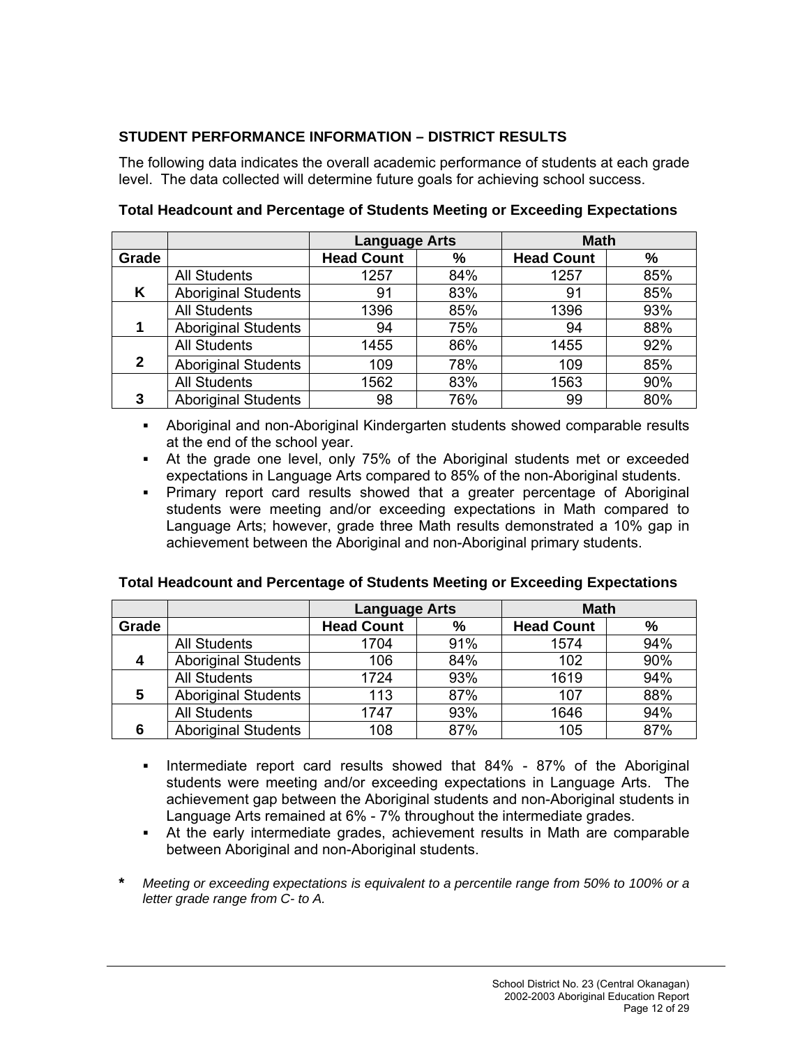## STUDENT PERFORMANCE INFORMATION – DISTRICT RESULTS

The following data indicates the overall academic performance of students at each grade level. The data collected will determine future goals for achieving school success.

**Total Headcount and Percentage of Students Meeting or Exceeding Expectations**

| | | Language Arts | | Math | |
|---|---|---|---|---|---|
| **Grade** | | **Head Count** | **%** | **Head Count** | **%** |
| **K** | All Students | 1257 | 84% | 1257 | 85% |
| | Aboriginal Students | 91 | 83% | 91 | 85% |
| **1** | All Students | 1396 | 85% | 1396 | 93% |
| | Aboriginal Students | 94 | 75% | 94 | 88% |
| **2** | All Students | 1455 | 86% | 1455 | 92% |
| | Aboriginal Students | 109 | 78% | 109 | 85% |
| **3** | All Students | 1562 | 83% | 1563 | 90% |
| | Aboriginal Students | 98 | 76% | 99 | 80% |

- Aboriginal and non-Aboriginal Kindergarten students showed comparable results at the end of the school year.
- At the grade one level, only 75% of the Aboriginal students met or exceeded expectations in Language Arts compared to 85% of the non-Aboriginal students.
- Primary report card results showed that a greater percentage of Aboriginal students were meeting and/or exceeding expectations in Math compared to Language Arts; however, grade three Math results demonstrated a 10% gap in achievement between the Aboriginal and non-Aboriginal primary students.

**Total Headcount and Percentage of Students Meeting or Exceeding Expectations**

| | | Language Arts | | Math | |
|---|---|---|---|---|---|
| **Grade** | | **Head Count** | **%** | **Head Count** | **%** |
| **4** | All Students | 1704 | 91% | 1574 | 94% |
| | Aboriginal Students | 106 | 84% | 102 | 90% |
| **5** | All Students | 1724 | 93% | 1619 | 94% |
| | Aboriginal Students | 113 | 87% | 107 | 88% |
| **6** | All Students | 1747 | 93% | 1646 | 94% |
| | Aboriginal Students | 108 | 87% | 105 | 87% |

- Intermediate report card results showed that 84% - 87% of the Aboriginal students were meeting and/or exceeding expectations in Language Arts. The achievement gap between the Aboriginal students and non-Aboriginal students in Language Arts remained at 6% - 7% throughout the intermediate grades.
- At the early intermediate grades, achievement results in Math are comparable between Aboriginal and non-Aboriginal students.

**\*** *Meeting or exceeding expectations is equivalent to a percentile range from 50% to 100% or a letter grade range from C- to A.*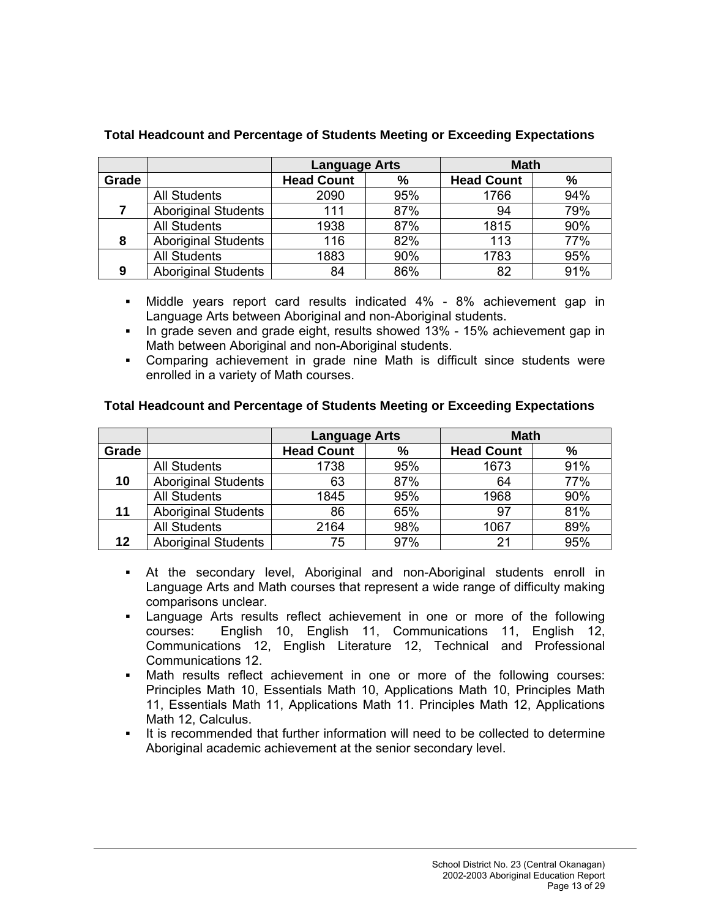**Total Headcount and Percentage of Students Meeting or Exceeding Expectations**

| | | Language Arts | | Math | |
|---|---|---|---|---|---|
| Grade | | Head Count | % | Head Count | % |
| 7 | All Students | 2090 | 95% | 1766 | 94% |
| | Aboriginal Students | 111 | 87% | 94 | 79% |
| 8 | All Students | 1938 | 87% | 1815 | 90% |
| | Aboriginal Students | 116 | 82% | 113 | 77% |
| 9 | All Students | 1883 | 90% | 1783 | 95% |
| | Aboriginal Students | 84 | 86% | 82 | 91% |

- Middle years report card results indicated 4% - 8% achievement gap in Language Arts between Aboriginal and non-Aboriginal students.
- In grade seven and grade eight, results showed 13% - 15% achievement gap in Math between Aboriginal and non-Aboriginal students.
- Comparing achievement in grade nine Math is difficult since students were enrolled in a variety of Math courses.

**Total Headcount and Percentage of Students Meeting or Exceeding Expectations**

| | | Language Arts | | Math | |
|---|---|---|---|---|---|
| Grade | | Head Count | % | Head Count | % |
| 10 | All Students | 1738 | 95% | 1673 | 91% |
| | Aboriginal Students | 63 | 87% | 64 | 77% |
| 11 | All Students | 1845 | 95% | 1968 | 90% |
| | Aboriginal Students | 86 | 65% | 97 | 81% |
| 12 | All Students | 2164 | 98% | 1067 | 89% |
| | Aboriginal Students | 75 | 97% | 21 | 95% |

- At the secondary level, Aboriginal and non-Aboriginal students enroll in Language Arts and Math courses that represent a wide range of difficulty making comparisons unclear.
- Language Arts results reflect achievement in one or more of the following courses: English 10, English 11, Communications 11, English 12, Communications 12, English Literature 12, Technical and Professional Communications 12.
- Math results reflect achievement in one or more of the following courses: Principles Math 10, Essentials Math 10, Applications Math 10, Principles Math 11, Essentials Math 11, Applications Math 11. Principles Math 12, Applications Math 12, Calculus.
- It is recommended that further information will need to be collected to determine Aboriginal academic achievement at the senior secondary level.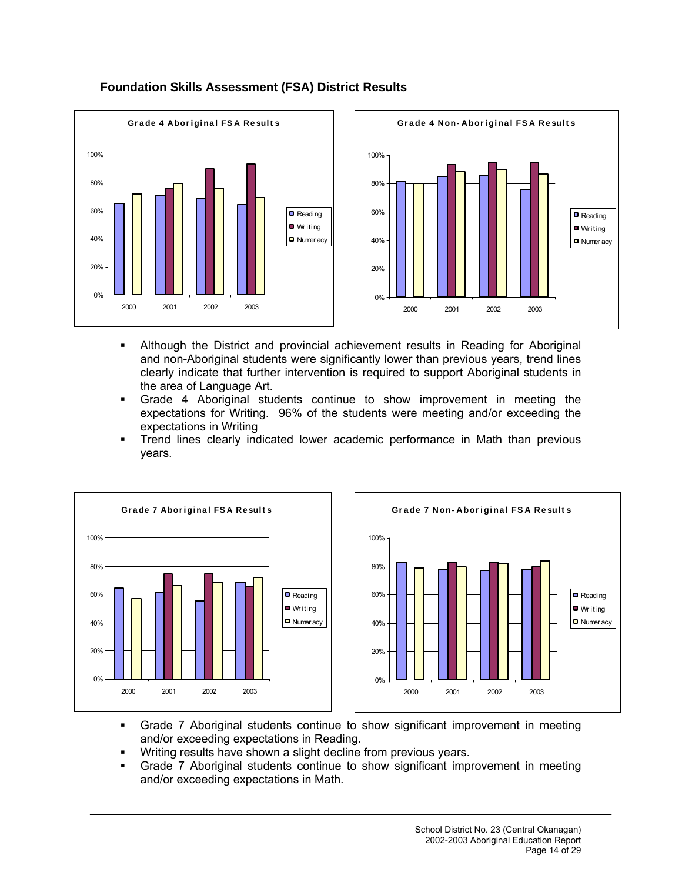## Foundation Skills Assessment (FSA) District Results

**Grade 4 Aboriginal FSA Results**

**Grade 4 Non-Aboriginal FSA Results**

- Although the District and provincial achievement results in Reading for Aboriginal and non-Aboriginal students were significantly lower than previous years, trend lines clearly indicate that further intervention is required to support Aboriginal students in the area of Language Art.
- Grade 4 Aboriginal students continue to show improvement in meeting the expectations for Writing. 96% of the students were meeting and/or exceeding the expectations in Writing
- Trend lines clearly indicated lower academic performance in Math than previous years.

**Grade 7 Aboriginal FSA Results**

**Grade 7 Non-Aboriginal FSA Results**

- Grade 7 Aboriginal students continue to show significant improvement in meeting and/or exceeding expectations in Reading.
- Writing results have shown a slight decline from previous years.
- Grade 7 Aboriginal students continue to show significant improvement in meeting and/or exceeding expectations in Math.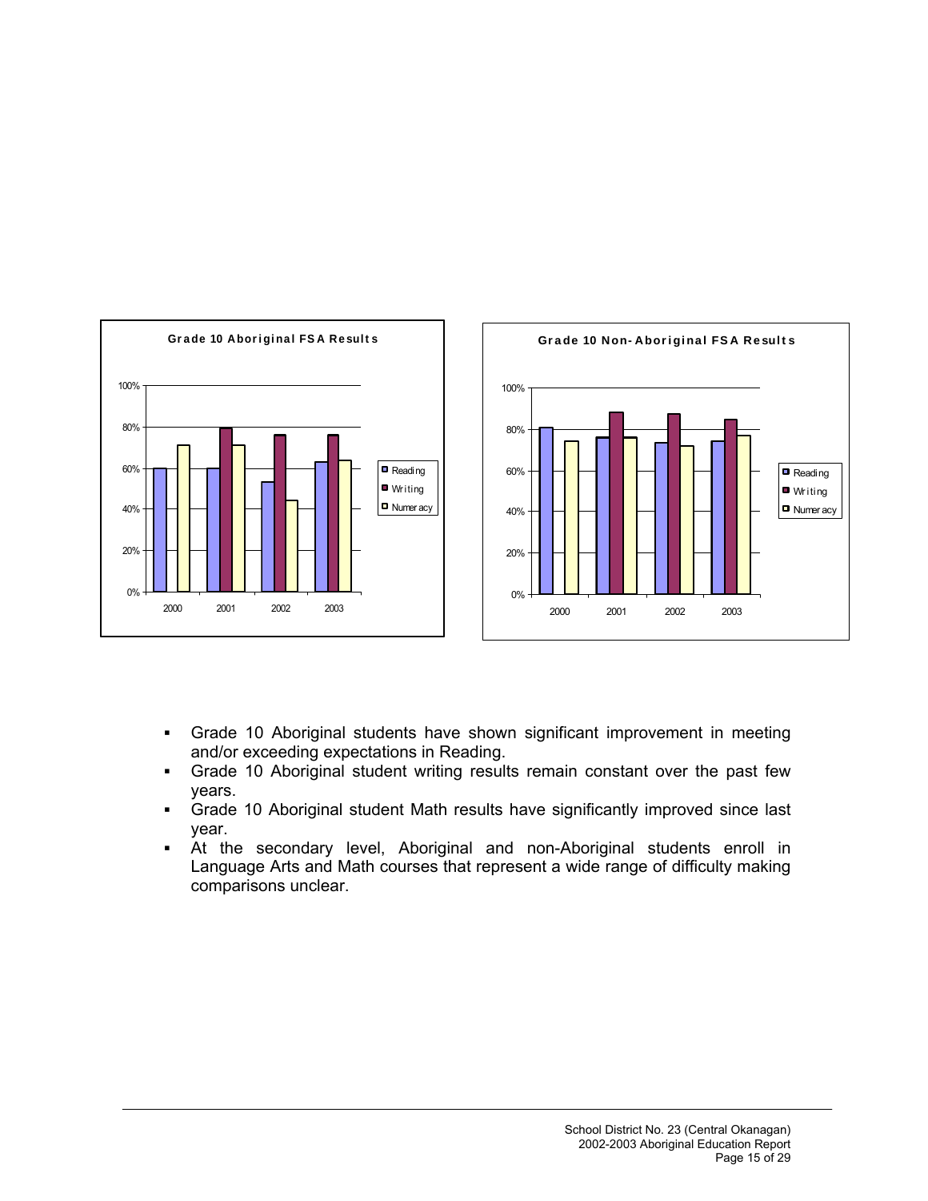**Grade 10 Aboriginal FSA Results**

**Grade 10 Non-Aboriginal FSA Results**

- Grade 10 Aboriginal students have shown significant improvement in meeting and/or exceeding expectations in Reading.
- Grade 10 Aboriginal student writing results remain constant over the past few years.
- Grade 10 Aboriginal student Math results have significantly improved since last year.
- At the secondary level, Aboriginal and non-Aboriginal students enroll in Language Arts and Math courses that represent a wide range of difficulty making comparisons unclear.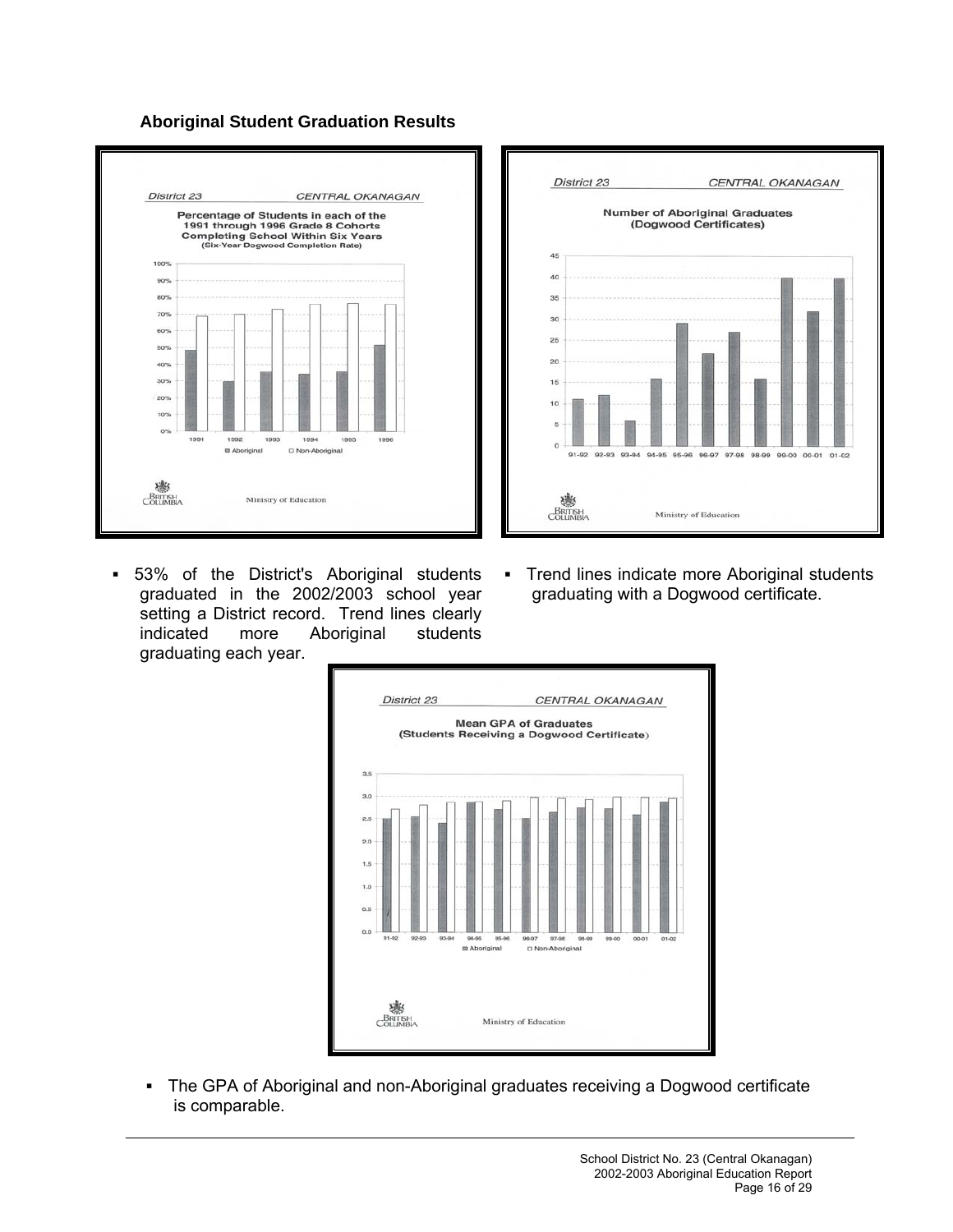### Aboriginal Student Graduation Results

- 53% of the District's Aboriginal students graduated in the 2002/2003 school year setting a District record. Trend lines clearly indicated more Aboriginal students graduating each year.

- Trend lines indicate more Aboriginal students graduating with a Dogwood certificate.

- The GPA of Aboriginal and non-Aboriginal graduates receiving a Dogwood certificate is comparable.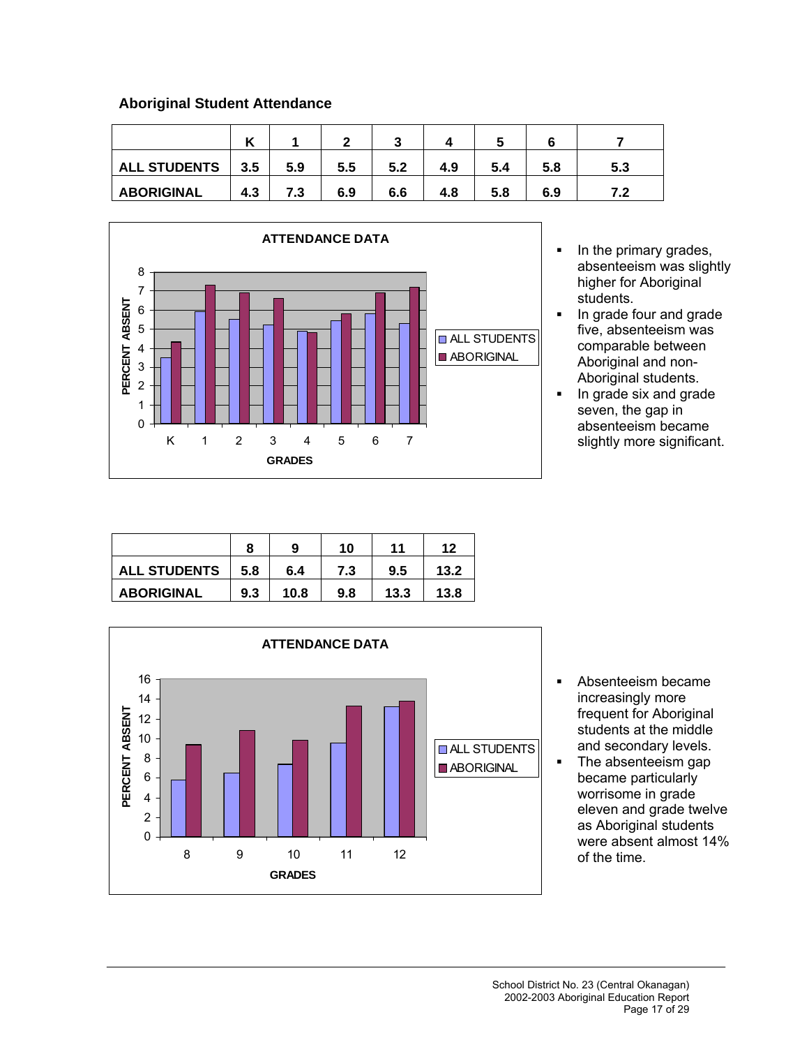### Aboriginal Student Attendance

| | K | 1 | 2 | 3 | 4 | 5 | 6 | 7 |
|---|---|---|---|---|---|---|---|---|
| ALL STUDENTS | 3.5 | 5.9 | 5.5 | 5.2 | 4.9 | 5.4 | 5.8 | 5.3 |
| ABORIGINAL | 4.3 | 7.3 | 6.9 | 6.6 | 4.8 | 5.8 | 6.9 | 7.2 |

- In the primary grades, absenteeism was slightly higher for Aboriginal students.
- In grade four and grade five, absenteeism was comparable between Aboriginal and non-Aboriginal students.
- In grade six and grade seven, the gap in absenteeism became slightly more significant.

| | 8 | 9 | 10 | 11 | 12 |
|---|---|---|---|---|---|
| ALL STUDENTS | 5.8 | 6.4 | 7.3 | 9.5 | 13.2 |
| ABORIGINAL | 9.3 | 10.8 | 9.8 | 13.3 | 13.8 |

- Absenteeism became increasingly more frequent for Aboriginal students at the middle and secondary levels.
- The absenteeism gap became particularly worrisome in grade eleven and grade twelve as Aboriginal students were absent almost 14% of the time.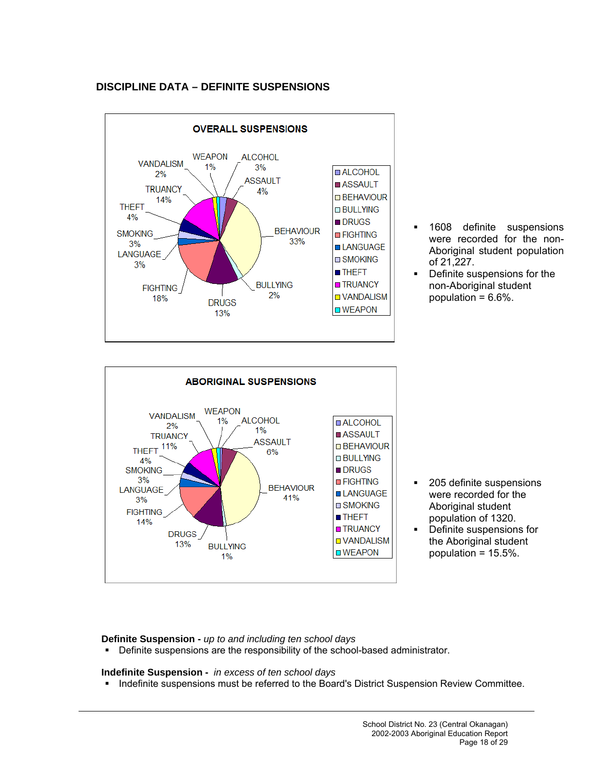## DISCIPLINE DATA – DEFINITE SUSPENSIONS

**OVERALL SUSPENSIONS**

| Category | Percentage |
|---|---|
| ALCOHOL | 3% |
| ASSAULT | 4% |
| BEHAVIOUR | 33% |
| BULLYING | 2% |
| DRUGS | 13% |
| FIGHTING | 18% |
| LANGUAGE | 3% |
| SMOKING | 3% |
| THEFT | 4% |
| TRUANCY | 14% |
| VANDALISM | 2% |
| WEAPON | 1% |

- 1608 definite suspensions were recorded for the non-Aboriginal student population of 21,227.
- Definite suspensions for the non-Aboriginal student population = 6.6%.

**ABORIGINAL SUSPENSIONS**

| Category | Percentage |
|---|---|
| ALCOHOL | 1% |
| ASSAULT | 6% |
| BEHAVIOUR | 41% |
| BULLYING | 1% |
| DRUGS | 13% |
| FIGHTING | 14% |
| LANGUAGE | 3% |
| SMOKING | 3% |
| THEFT | 4% |
| TRUANCY | 11% |
| VANDALISM | 2% |
| WEAPON | 1% |

- 205 definite suspensions were recorded for the Aboriginal student population of 1320.
- Definite suspensions for the Aboriginal student population = 15.5%.

**Definite Suspension -** *up to and including ten school days*

- Definite suspensions are the responsibility of the school-based administrator.

**Indefinite Suspension -** *in excess of ten school days*

- Indefinite suspensions must be referred to the Board's District Suspension Review Committee.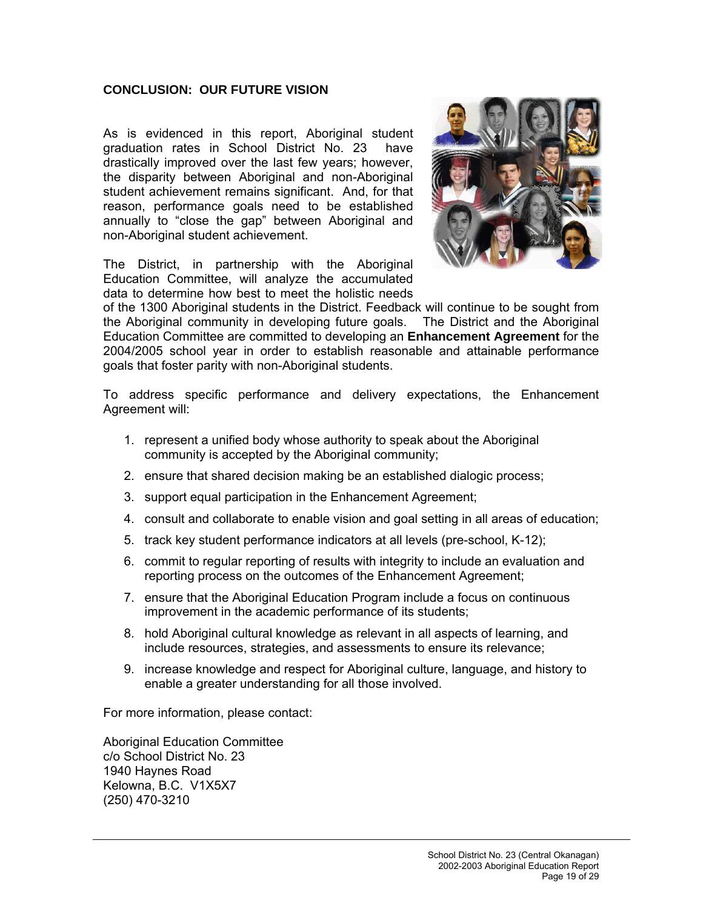## CONCLUSION: OUR FUTURE VISION

As is evidenced in this report, Aboriginal student graduation rates in School District No. 23 have drastically improved over the last few years; however, the disparity between Aboriginal and non-Aboriginal student achievement remains significant. And, for that reason, performance goals need to be established annually to "close the gap" between Aboriginal and non-Aboriginal student achievement.

The District, in partnership with the Aboriginal Education Committee, will analyze the accumulated data to determine how best to meet the holistic needs of the 1300 Aboriginal students in the District. Feedback will continue to be sought from the Aboriginal community in developing future goals. The District and the Aboriginal Education Committee are committed to developing an **Enhancement Agreement** for the 2004/2005 school year in order to establish reasonable and attainable performance goals that foster parity with non-Aboriginal students.

To address specific performance and delivery expectations, the Enhancement Agreement will:

1. represent a unified body whose authority to speak about the Aboriginal community is accepted by the Aboriginal community;
2. ensure that shared decision making be an established dialogic process;
3. support equal participation in the Enhancement Agreement;
4. consult and collaborate to enable vision and goal setting in all areas of education;
5. track key student performance indicators at all levels (pre-school, K-12);
6. commit to regular reporting of results with integrity to include an evaluation and reporting process on the outcomes of the Enhancement Agreement;
7. ensure that the Aboriginal Education Program include a focus on continuous improvement in the academic performance of its students;
8. hold Aboriginal cultural knowledge as relevant in all aspects of learning, and include resources, strategies, and assessments to ensure its relevance;
9. increase knowledge and respect for Aboriginal culture, language, and history to enable a greater understanding for all those involved.

For more information, please contact:

Aboriginal Education Committee
c/o School District No. 23
1940 Haynes Road
Kelowna, B.C. V1X5X7
(250) 470-3210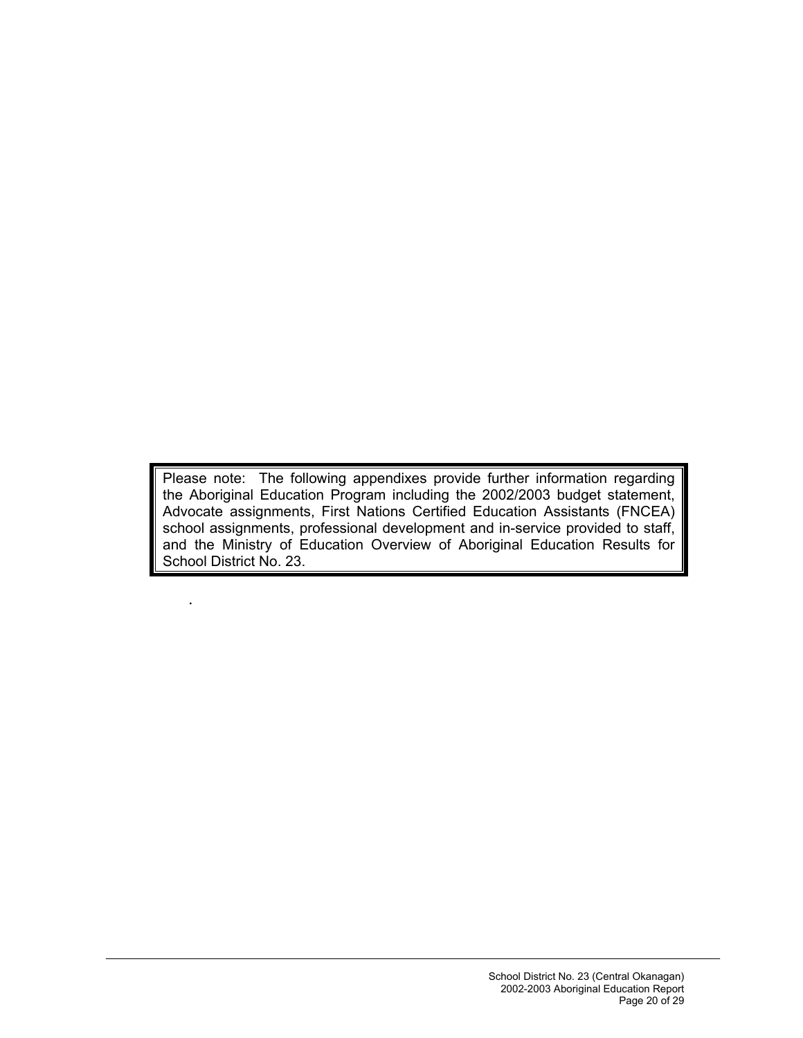> Please note: The following appendixes provide further information regarding the Aboriginal Education Program including the 2002/2003 budget statement, Advocate assignments, First Nations Certified Education Assistants (FNCEA) school assignments, professional development and in-service provided to staff, and the Ministry of Education Overview of Aboriginal Education Results for School District No. 23.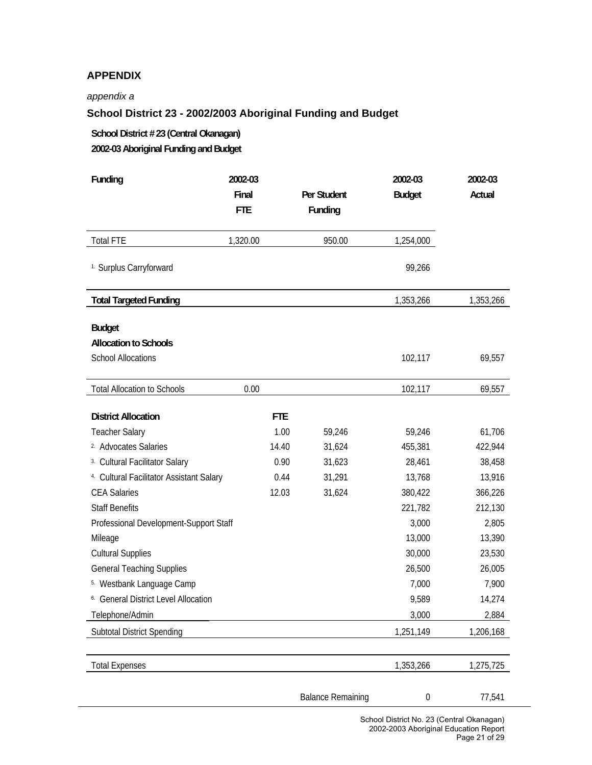# APPENDIX

*appendix a*

## School District 23 - 2002/2003 Aboriginal Funding and Budget

**School District # 23 (Central Okanagan)**

**2002-03 Aboriginal Funding and Budget**

| **Funding** | **2002-03 Final FTE** | | **Per Student Funding** | **2002-03 Budget** | **2002-03 Actual** |
|---|---|---|---|---|---|
| Total FTE | 1,320.00 | | 950.00 | 1,254,000 | |
| 1. Surplus Carryforward | | | | 99,266 | |
| **Total Targeted Funding** | | | | 1,353,266 | 1,353,266 |
| **Budget** | | | | | |
| **Allocation to Schools** | | | | | |
| School Allocations | | | | 102,117 | 69,557 |
| Total Allocation to Schools | 0.00 | | | 102,117 | 69,557 |
| **District Allocation** | | **FTE** | | | |
| Teacher Salary | | 1.00 | 59,246 | 59,246 | 61,706 |
| 2. Advocates Salaries | | 14.40 | 31,624 | 455,381 | 422,944 |
| 3. Cultural Facilitator Salary | | 0.90 | 31,623 | 28,461 | 38,458 |
| 4. Cultural Facilitator Assistant Salary | | 0.44 | 31,291 | 13,768 | 13,916 |
| CEA Salaries | | 12.03 | 31,624 | 380,422 | 366,226 |
| Staff Benefits | | | | 221,782 | 212,130 |
| Professional Development-Support Staff | | | | 3,000 | 2,805 |
| Mileage | | | | 13,000 | 13,390 |
| Cultural Supplies | | | | 30,000 | 23,530 |
| General Teaching Supplies | | | | 26,500 | 26,005 |
| 5. Westbank Language Camp | | | | 7,000 | 7,900 |
| 6. General District Level Allocation | | | | 9,589 | 14,274 |
| Telephone/Admin | | | | 3,000 | 2,884 |
| Subtotal District Spending | | | | 1,251,149 | 1,206,168 |
| Total Expenses | | | | 1,353,266 | 1,275,725 |
| | | | Balance Remaining | 0 | 77,541 |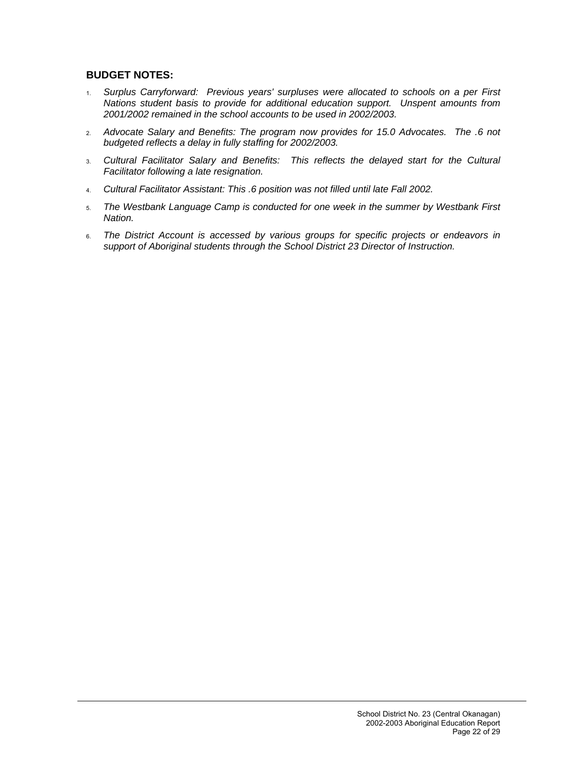**BUDGET NOTES:**

1. *Surplus Carryforward: Previous years' surpluses were allocated to schools on a per First Nations student basis to provide for additional education support. Unspent amounts from 2001/2002 remained in the school accounts to be used in 2002/2003.*
2. *Advocate Salary and Benefits: The program now provides for 15.0 Advocates. The .6 not budgeted reflects a delay in fully staffing for 2002/2003.*
3. *Cultural Facilitator Salary and Benefits: This reflects the delayed start for the Cultural Facilitator following a late resignation.*
4. *Cultural Facilitator Assistant: This .6 position was not filled until late Fall 2002.*
5. *The Westbank Language Camp is conducted for one week in the summer by Westbank First Nation.*
6. *The District Account is accessed by various groups for specific projects or endeavors in support of Aboriginal students through the School District 23 Director of Instruction.*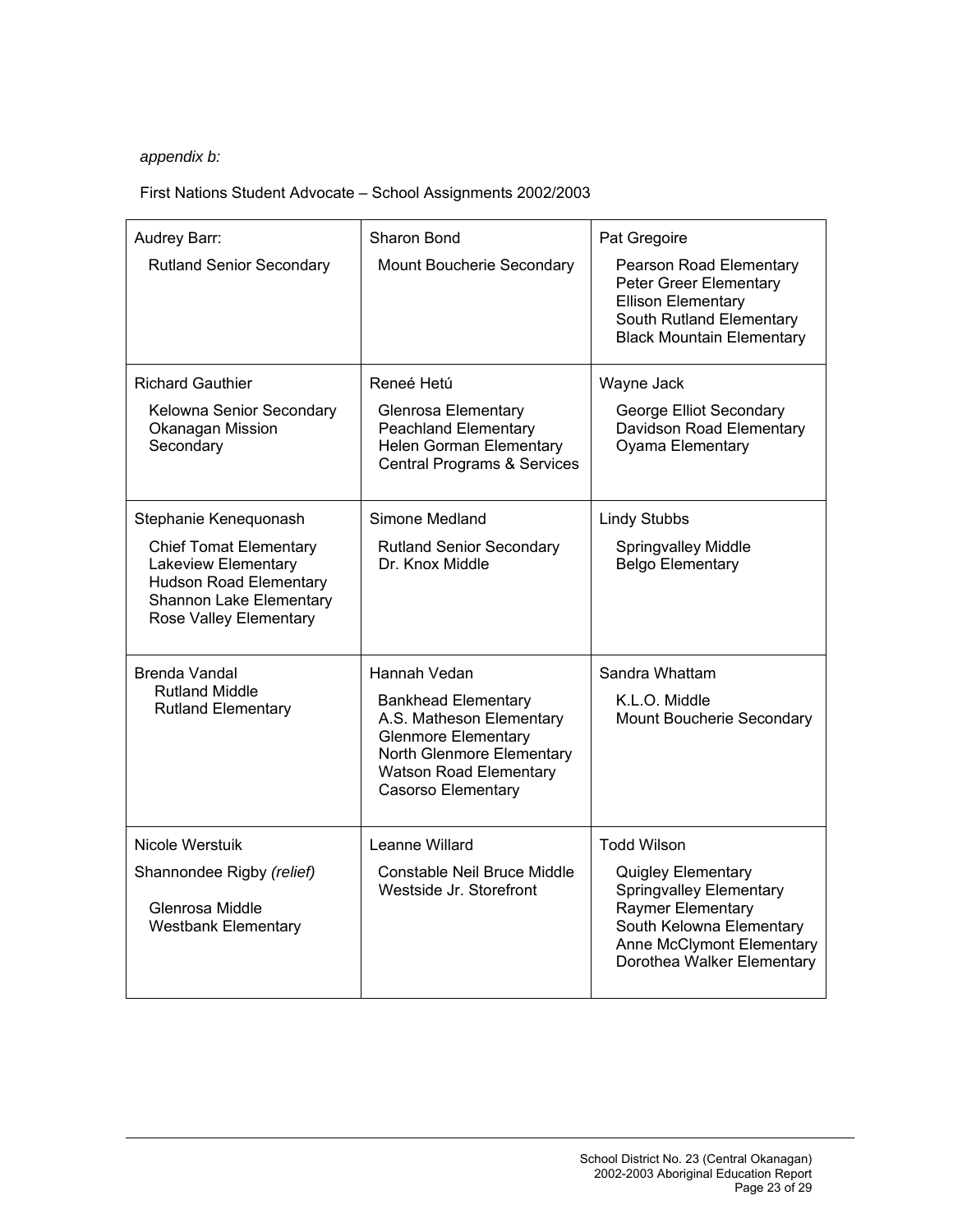*appendix b:*

First Nations Student Advocate – School Assignments 2002/2003

| | | |
|---|---|---|
| Audrey Barr:<br>Rutland Senior Secondary | Sharon Bond<br>Mount Boucherie Secondary | Pat Gregoire<br>Pearson Road Elementary<br>Peter Greer Elementary<br>Ellison Elementary<br>South Rutland Elementary<br>Black Mountain Elementary |
| Richard Gauthier<br>Kelowna Senior Secondary<br>Okanagan Mission Secondary | Reneé Hetú<br>Glenrosa Elementary<br>Peachland Elementary<br>Helen Gorman Elementary<br>Central Programs & Services | Wayne Jack<br>George Elliot Secondary<br>Davidson Road Elementary<br>Oyama Elementary |
| Stephanie Kenequonash<br>Chief Tomat Elementary<br>Lakeview Elementary<br>Hudson Road Elementary<br>Shannon Lake Elementary<br>Rose Valley Elementary | Simone Medland<br>Rutland Senior Secondary<br>Dr. Knox Middle | Lindy Stubbs<br>Springvalley Middle<br>Belgo Elementary |
| Brenda Vandal<br>Rutland Middle<br>Rutland Elementary | Hannah Vedan<br>Bankhead Elementary<br>A.S. Matheson Elementary<br>Glenmore Elementary<br>North Glenmore Elementary<br>Watson Road Elementary<br>Casorso Elementary | Sandra Whattam<br>K.L.O. Middle<br>Mount Boucherie Secondary |
| Nicole Werstuik<br>Shannondee Rigby *(relief)*<br>Glenrosa Middle<br>Westbank Elementary | Leanne Willard<br>Constable Neil Bruce Middle<br>Westside Jr. Storefront | Todd Wilson<br>Quigley Elementary<br>Springvalley Elementary<br>Raymer Elementary<br>South Kelowna Elementary<br>Anne McClymont Elementary<br>Dorothea Walker Elementary |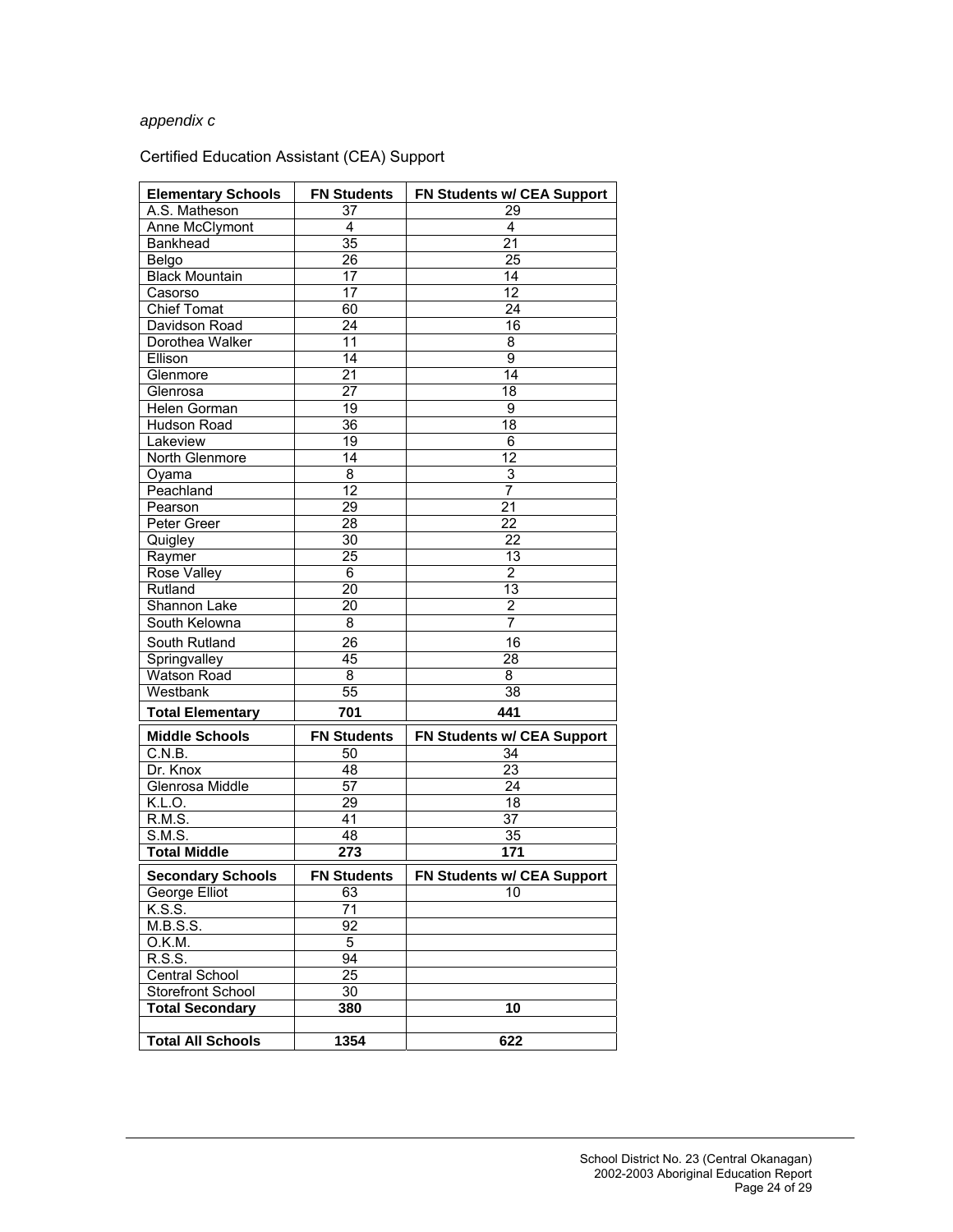*appendix c*

Certified Education Assistant (CEA) Support

| Elementary Schools | FN Students | FN Students w/ CEA Support |
|---|---|---|
| A.S. Matheson | 37 | 29 |
| Anne McClymont | 4 | 4 |
| Bankhead | 35 | 21 |
| Belgo | 26 | 25 |
| Black Mountain | 17 | 14 |
| Casorso | 17 | 12 |
| Chief Tomat | 60 | 24 |
| Davidson Road | 24 | 16 |
| Dorothea Walker | 11 | 8 |
| Ellison | 14 | 9 |
| Glenmore | 21 | 14 |
| Glenrosa | 27 | 18 |
| Helen Gorman | 19 | 9 |
| Hudson Road | 36 | 18 |
| Lakeview | 19 | 6 |
| North Glenmore | 14 | 12 |
| Oyama | 8 | 3 |
| Peachland | 12 | 7 |
| Pearson | 29 | 21 |
| Peter Greer | 28 | 22 |
| Quigley | 30 | 22 |
| Raymer | 25 | 13 |
| Rose Valley | 6 | 2 |
| Rutland | 20 | 13 |
| Shannon Lake | 20 | 2 |
| South Kelowna | 8 | 7 |
| South Rutland | 26 | 16 |
| Springvalley | 45 | 28 |
| Watson Road | 8 | 8 |
| Westbank | 55 | 38 |
| **Total Elementary** | **701** | **441** |
| **Middle Schools** | **FN Students** | **FN Students w/ CEA Support** |
| C.N.B. | 50 | 34 |
| Dr. Knox | 48 | 23 |
| Glenrosa Middle | 57 | 24 |
| K.L.O. | 29 | 18 |
| R.M.S. | 41 | 37 |
| S.M.S. | 48 | 35 |
| **Total Middle** | **273** | **171** |
| **Secondary Schools** | **FN Students** | **FN Students w/ CEA Support** |
| George Elliot | 63 | 10 |
| K.S.S. | 71 | |
| M.B.S.S. | 92 | |
| O.K.M. | 5 | |
| R.S.S. | 94 | |
| Central School | 25 | |
| Storefront School | 30 | |
| **Total Secondary** | **380** | **10** |
| | | |
| **Total All Schools** | **1354** | **622** |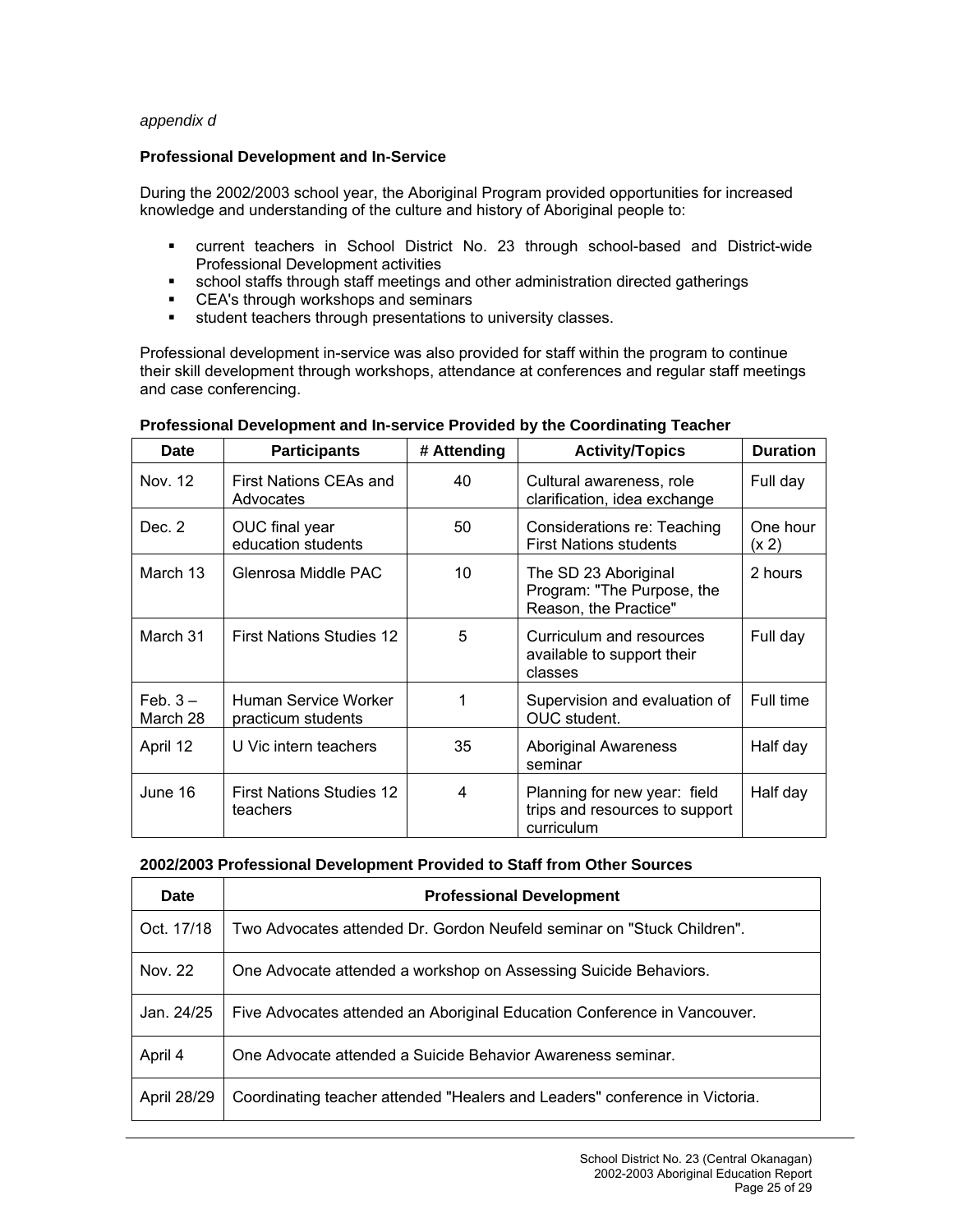*appendix d*

### Professional Development and In-Service

During the 2002/2003 school year, the Aboriginal Program provided opportunities for increased knowledge and understanding of the culture and history of Aboriginal people to:

- current teachers in School District No. 23 through school-based and District-wide Professional Development activities
- school staffs through staff meetings and other administration directed gatherings
- CEA's through workshops and seminars
- student teachers through presentations to university classes.

Professional development in-service was also provided for staff within the program to continue their skill development through workshops, attendance at conferences and regular staff meetings and case conferencing.

**Professional Development and In-service Provided by the Coordinating Teacher**

| Date | Participants | # Attending | Activity/Topics | Duration |
|---|---|---|---|---|
| Nov. 12 | First Nations CEAs and Advocates | 40 | Cultural awareness, role clarification, idea exchange | Full day |
| Dec. 2 | OUC final year education students | 50 | Considerations re: Teaching First Nations students | One hour (x 2) |
| March 13 | Glenrosa Middle PAC | 10 | The SD 23 Aboriginal Program: "The Purpose, the Reason, the Practice" | 2 hours |
| March 31 | First Nations Studies 12 | 5 | Curriculum and resources available to support their classes | Full day |
| Feb. 3 – March 28 | Human Service Worker practicum students | 1 | Supervision and evaluation of OUC student. | Full time |
| April 12 | U Vic intern teachers | 35 | Aboriginal Awareness seminar | Half day |
| June 16 | First Nations Studies 12 teachers | 4 | Planning for new year: field trips and resources to support curriculum | Half day |

**2002/2003 Professional Development Provided to Staff from Other Sources**

| Date | Professional Development |
|---|---|
| Oct. 17/18 | Two Advocates attended Dr. Gordon Neufeld seminar on "Stuck Children". |
| Nov. 22 | One Advocate attended a workshop on Assessing Suicide Behaviors. |
| Jan. 24/25 | Five Advocates attended an Aboriginal Education Conference in Vancouver. |
| April 4 | One Advocate attended a Suicide Behavior Awareness seminar. |
| April 28/29 | Coordinating teacher attended "Healers and Leaders" conference in Victoria. |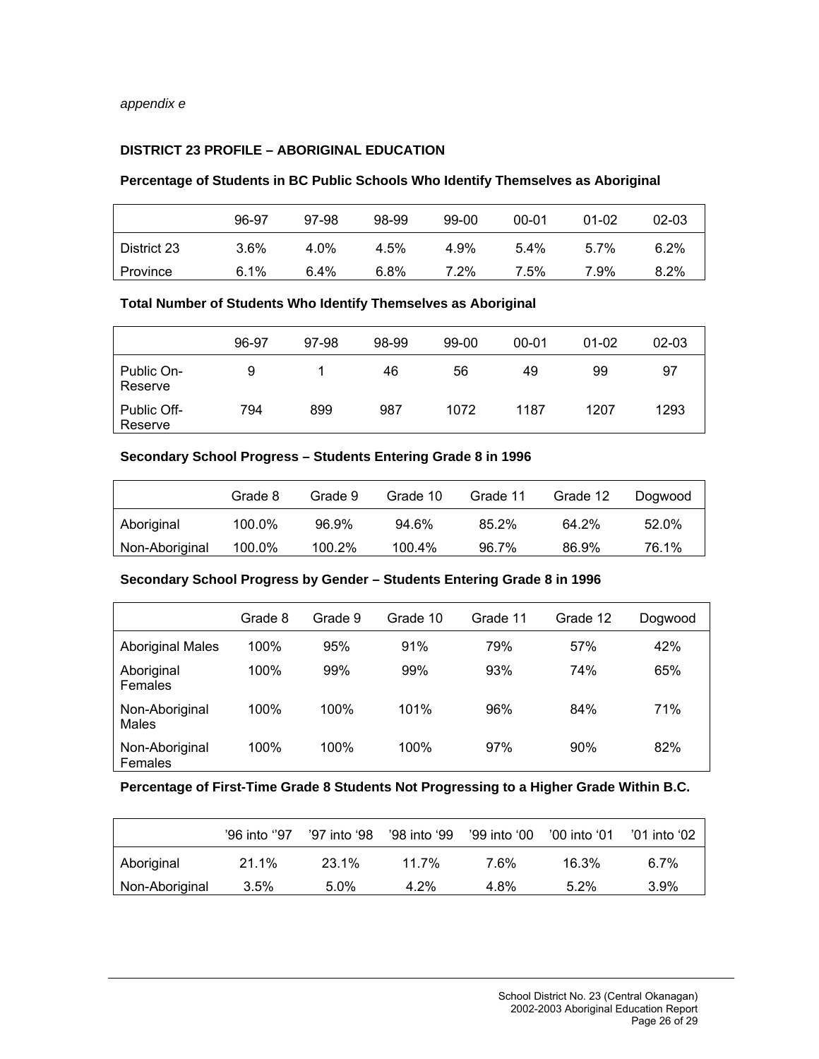*appendix e*

**DISTRICT 23 PROFILE – ABORIGINAL EDUCATION**

**Percentage of Students in BC Public Schools Who Identify Themselves as Aboriginal**

| | 96-97 | 97-98 | 98-99 | 99-00 | 00-01 | 01-02 | 02-03 |
|---|---|---|---|---|---|---|---|
| District 23 | 3.6% | 4.0% | 4.5% | 4.9% | 5.4% | 5.7% | 6.2% |
| Province | 6.1% | 6.4% | 6.8% | 7.2% | 7.5% | 7.9% | 8.2% |

**Total Number of Students Who Identify Themselves as Aboriginal**

| | 96-97 | 97-98 | 98-99 | 99-00 | 00-01 | 01-02 | 02-03 |
|---|---|---|---|---|---|---|---|
| Public On-Reserve | 9 | 1 | 46 | 56 | 49 | 99 | 97 |
| Public Off-Reserve | 794 | 899 | 987 | 1072 | 1187 | 1207 | 1293 |

**Secondary School Progress – Students Entering Grade 8 in 1996**

| | Grade 8 | Grade 9 | Grade 10 | Grade 11 | Grade 12 | Dogwood |
|---|---|---|---|---|---|---|
| Aboriginal | 100.0% | 96.9% | 94.6% | 85.2% | 64.2% | 52.0% |
| Non-Aboriginal | 100.0% | 100.2% | 100.4% | 96.7% | 86.9% | 76.1% |

**Secondary School Progress by Gender – Students Entering Grade 8 in 1996**

| | Grade 8 | Grade 9 | Grade 10 | Grade 11 | Grade 12 | Dogwood |
|---|---|---|---|---|---|---|
| Aboriginal Males | 100% | 95% | 91% | 79% | 57% | 42% |
| Aboriginal Females | 100% | 99% | 99% | 93% | 74% | 65% |
| Non-Aboriginal Males | 100% | 100% | 101% | 96% | 84% | 71% |
| Non-Aboriginal Females | 100% | 100% | 100% | 97% | 90% | 82% |

**Percentage of First-Time Grade 8 Students Not Progressing to a Higher Grade Within B.C.**

| | '96 into ''97 | '97 into '98 | '98 into '99 | '99 into '00 | '00 into '01 | '01 into '02 |
|---|---|---|---|---|---|---|
| Aboriginal | 21.1% | 23.1% | 11.7% | 7.6% | 16.3% | 6.7% |
| Non-Aboriginal | 3.5% | 5.0% | 4.2% | 4.8% | 5.2% | 3.9% |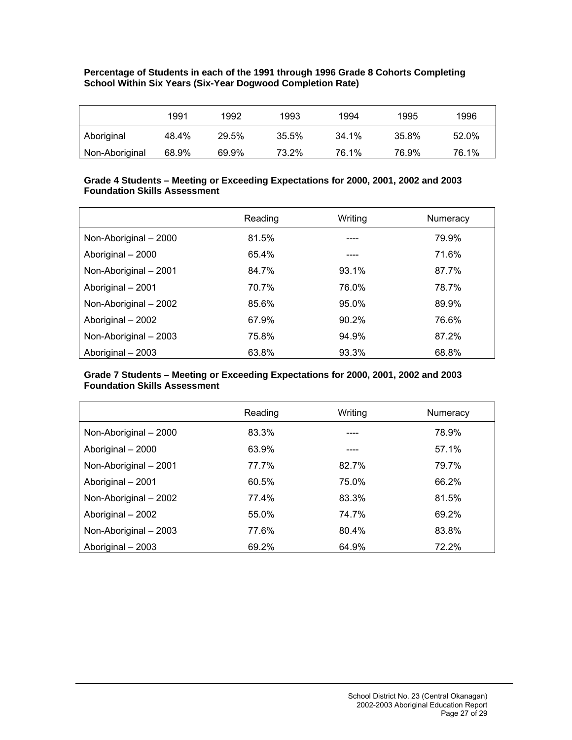**Percentage of Students in each of the 1991 through 1996 Grade 8 Cohorts Completing School Within Six Years (Six-Year Dogwood Completion Rate)**

| | 1991 | 1992 | 1993 | 1994 | 1995 | 1996 |
|---|---|---|---|---|---|---|
| Aboriginal | 48.4% | 29.5% | 35.5% | 34.1% | 35.8% | 52.0% |
| Non-Aboriginal | 68.9% | 69.9% | 73.2% | 76.1% | 76.9% | 76.1% |

**Grade 4 Students – Meeting or Exceeding Expectations for 2000, 2001, 2002 and 2003 Foundation Skills Assessment**

| | Reading | Writing | Numeracy |
|---|---|---|---|
| Non-Aboriginal – 2000 | 81.5% | ---- | 79.9% |
| Aboriginal – 2000 | 65.4% | ---- | 71.6% |
| Non-Aboriginal – 2001 | 84.7% | 93.1% | 87.7% |
| Aboriginal – 2001 | 70.7% | 76.0% | 78.7% |
| Non-Aboriginal – 2002 | 85.6% | 95.0% | 89.9% |
| Aboriginal – 2002 | 67.9% | 90.2% | 76.6% |
| Non-Aboriginal – 2003 | 75.8% | 94.9% | 87.2% |
| Aboriginal – 2003 | 63.8% | 93.3% | 68.8% |

**Grade 7 Students – Meeting or Exceeding Expectations for 2000, 2001, 2002 and 2003 Foundation Skills Assessment**

| | Reading | Writing | Numeracy |
|---|---|---|---|
| Non-Aboriginal – 2000 | 83.3% | ---- | 78.9% |
| Aboriginal – 2000 | 63.9% | ---- | 57.1% |
| Non-Aboriginal – 2001 | 77.7% | 82.7% | 79.7% |
| Aboriginal – 2001 | 60.5% | 75.0% | 66.2% |
| Non-Aboriginal – 2002 | 77.4% | 83.3% | 81.5% |
| Aboriginal – 2002 | 55.0% | 74.7% | 69.2% |
| Non-Aboriginal – 2003 | 77.6% | 80.4% | 83.8% |
| Aboriginal – 2003 | 69.2% | 64.9% | 72.2% |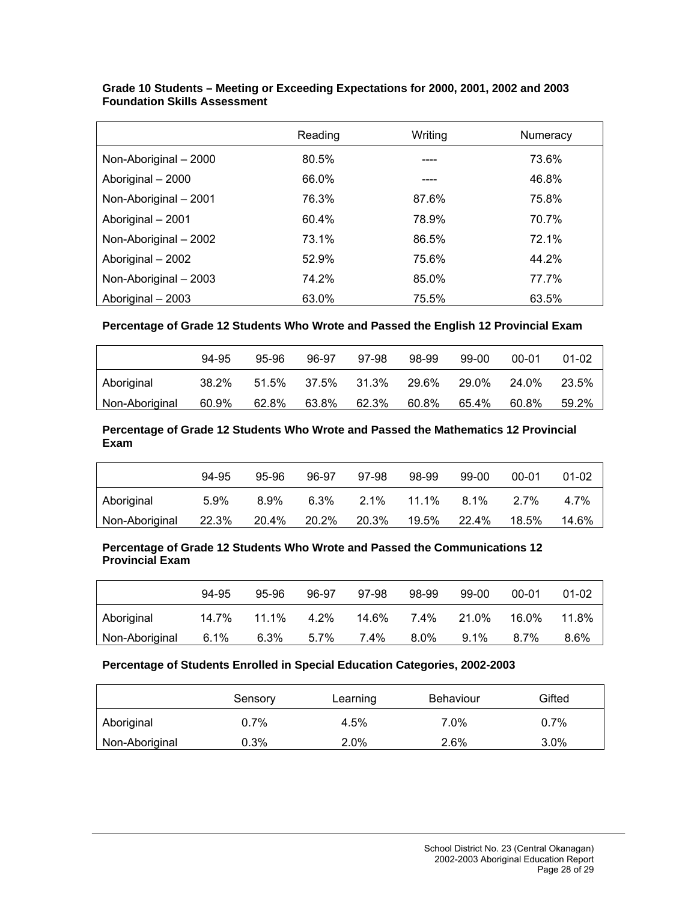**Grade 10 Students – Meeting or Exceeding Expectations for 2000, 2001, 2002 and 2003 Foundation Skills Assessment**

| | Reading | Writing | Numeracy |
|---|---|---|---|
| Non-Aboriginal – 2000 | 80.5% | ---- | 73.6% |
| Aboriginal – 2000 | 66.0% | ---- | 46.8% |
| Non-Aboriginal – 2001 | 76.3% | 87.6% | 75.8% |
| Aboriginal – 2001 | 60.4% | 78.9% | 70.7% |
| Non-Aboriginal – 2002 | 73.1% | 86.5% | 72.1% |
| Aboriginal – 2002 | 52.9% | 75.6% | 44.2% |
| Non-Aboriginal – 2003 | 74.2% | 85.0% | 77.7% |
| Aboriginal – 2003 | 63.0% | 75.5% | 63.5% |

**Percentage of Grade 12 Students Who Wrote and Passed the English 12 Provincial Exam**

| | 94-95 | 95-96 | 96-97 | 97-98 | 98-99 | 99-00 | 00-01 | 01-02 |
|---|---|---|---|---|---|---|---|---|
| Aboriginal | 38.2% | 51.5% | 37.5% | 31.3% | 29.6% | 29.0% | 24.0% | 23.5% |
| Non-Aboriginal | 60.9% | 62.8% | 63.8% | 62.3% | 60.8% | 65.4% | 60.8% | 59.2% |

**Percentage of Grade 12 Students Who Wrote and Passed the Mathematics 12 Provincial Exam**

| | 94-95 | 95-96 | 96-97 | 97-98 | 98-99 | 99-00 | 00-01 | 01-02 |
|---|---|---|---|---|---|---|---|---|
| Aboriginal | 5.9% | 8.9% | 6.3% | 2.1% | 11.1% | 8.1% | 2.7% | 4.7% |
| Non-Aboriginal | 22.3% | 20.4% | 20.2% | 20.3% | 19.5% | 22.4% | 18.5% | 14.6% |

**Percentage of Grade 12 Students Who Wrote and Passed the Communications 12 Provincial Exam**

| | 94-95 | 95-96 | 96-97 | 97-98 | 98-99 | 99-00 | 00-01 | 01-02 |
|---|---|---|---|---|---|---|---|---|
| Aboriginal | 14.7% | 11.1% | 4.2% | 14.6% | 7.4% | 21.0% | 16.0% | 11.8% |
| Non-Aboriginal | 6.1% | 6.3% | 5.7% | 7.4% | 8.0% | 9.1% | 8.7% | 8.6% |

**Percentage of Students Enrolled in Special Education Categories, 2002-2003**

| | Sensory | Learning | Behaviour | Gifted |
|---|---|---|---|---|
| Aboriginal | 0.7% | 4.5% | 7.0% | 0.7% |
| Non-Aboriginal | 0.3% | 2.0% | 2.6% | 3.0% |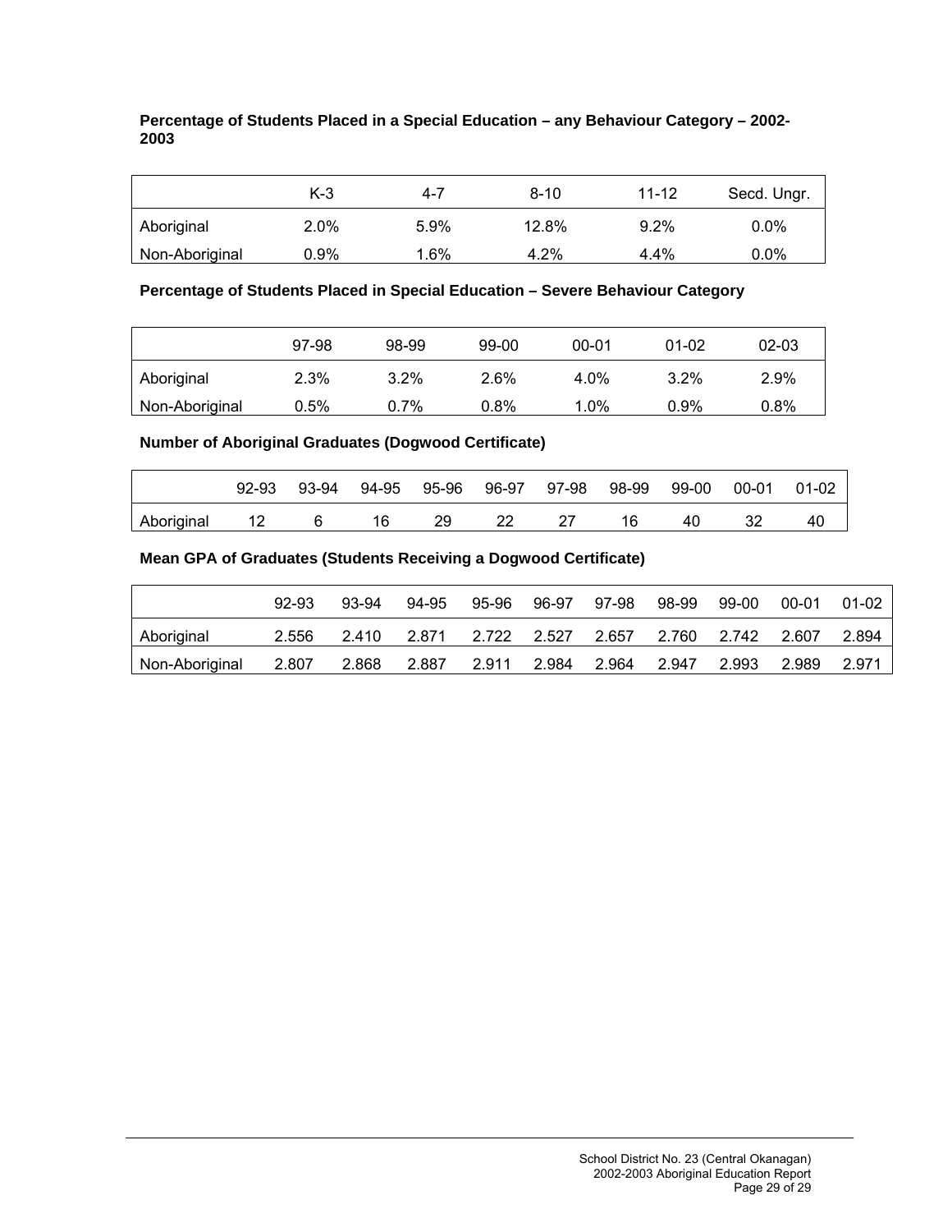**Percentage of Students Placed in a Special Education – any Behaviour Category – 2002-2003**

| | K-3 | 4-7 | 8-10 | 11-12 | Secd. Ungr. |
|---|---|---|---|---|---|
| Aboriginal | 2.0% | 5.9% | 12.8% | 9.2% | 0.0% |
| Non-Aboriginal | 0.9% | 1.6% | 4.2% | 4.4% | 0.0% |

**Percentage of Students Placed in Special Education – Severe Behaviour Category**

| | 97-98 | 98-99 | 99-00 | 00-01 | 01-02 | 02-03 |
|---|---|---|---|---|---|---|
| Aboriginal | 2.3% | 3.2% | 2.6% | 4.0% | 3.2% | 2.9% |
| Non-Aboriginal | 0.5% | 0.7% | 0.8% | 1.0% | 0.9% | 0.8% |

**Number of Aboriginal Graduates (Dogwood Certificate)**

| | 92-93 | 93-94 | 94-95 | 95-96 | 96-97 | 97-98 | 98-99 | 99-00 | 00-01 | 01-02 |
|---|---|---|---|---|---|---|---|---|---|---|
| Aboriginal | 12 | 6 | 16 | 29 | 22 | 27 | 16 | 40 | 32 | 40 |

**Mean GPA of Graduates (Students Receiving a Dogwood Certificate)**

| | 92-93 | 93-94 | 94-95 | 95-96 | 96-97 | 97-98 | 98-99 | 99-00 | 00-01 | 01-02 |
|---|---|---|---|---|---|---|---|---|---|---|
| Aboriginal | 2.556 | 2.410 | 2.871 | 2.722 | 2.527 | 2.657 | 2.760 | 2.742 | 2.607 | 2.894 |
| Non-Aboriginal | 2.807 | 2.868 | 2.887 | 2.911 | 2.984 | 2.964 | 2.947 | 2.993 | 2.989 | 2.971 |